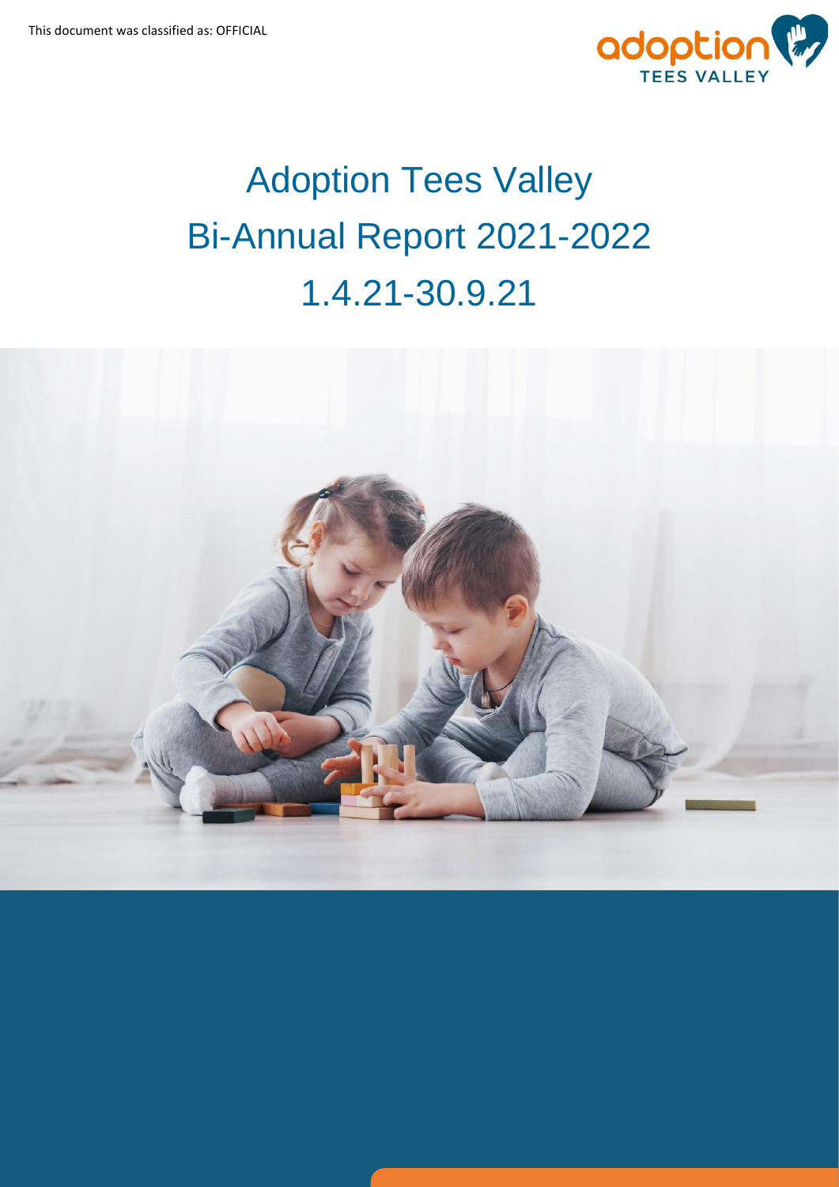This document was classified as: OFFICIAL

adoption TEES VALLEY

# Adoption Tees Valley Bi-Annual Report 2021-2022 1.4.21-30.9.21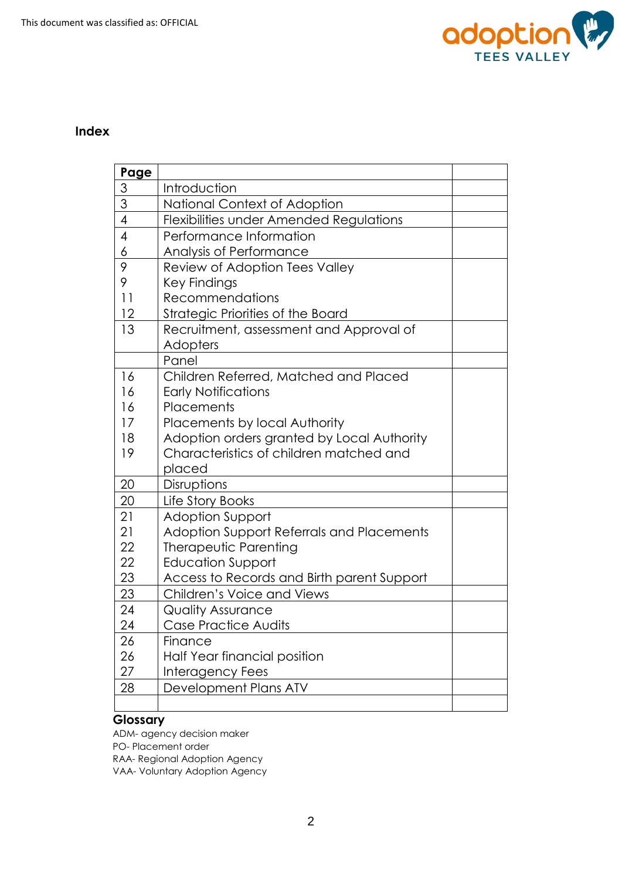This document was classified as: OFFICIAL

## Index

| Page | | |
|---|---|---|
| 3 | Introduction | |
| 3 | National Context of Adoption | |
| 4 | Flexibilities under Amended Regulations | |
| 4 | Performance Information | |
| 6 | Analysis of Performance | |
| 9 | Review of Adoption Tees Valley | |
| 9 | Key Findings | |
| 11 | Recommendations | |
| 12 | Strategic Priorities of the Board | |
| 13 | Recruitment, assessment and Approval of Adopters | |
| | Panel | |
| 16 | Children Referred, Matched and Placed | |
| 16 | Early Notifications | |
| 16 | Placements | |
| 17 | Placements by local Authority | |
| 18 | Adoption orders granted by Local Authority | |
| 19 | Characteristics of children matched and placed | |
| 20 | Disruptions | |
| 20 | Life Story Books | |
| 21 | Adoption Support | |
| 21 | Adoption Support Referrals and Placements | |
| 22 | Therapeutic Parenting | |
| 22 | Education Support | |
| 23 | Access to Records and Birth parent Support | |
| 23 | Children's Voice and Views | |
| 24 | Quality Assurance | |
| 24 | Case Practice Audits | |
| 26 | Finance | |
| 26 | Half Year financial position | |
| 27 | Interagency Fees | |
| 28 | Development Plans ATV | |
| | | |

**Glossary**

ADM- agency decision maker  
PO- Placement order  
RAA- Regional Adoption Agency  
VAA- Voluntary Adoption Agency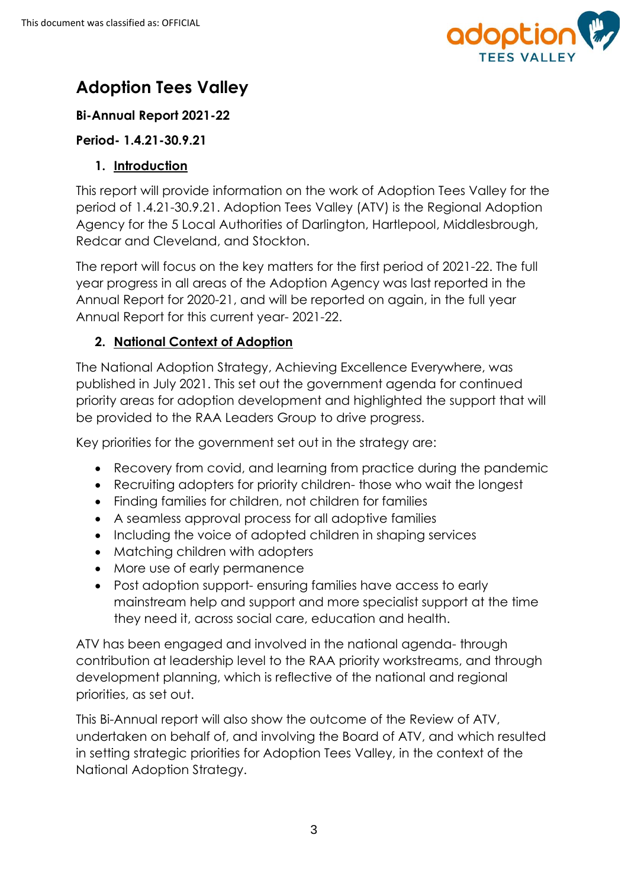# Adoption Tees Valley

**Bi-Annual Report 2021-22**

**Period- 1.4.21-30.9.21**

## 1. Introduction

This report will provide information on the work of Adoption Tees Valley for the period of 1.4.21-30.9.21. Adoption Tees Valley (ATV) is the Regional Adoption Agency for the 5 Local Authorities of Darlington, Hartlepool, Middlesbrough, Redcar and Cleveland, and Stockton.

The report will focus on the key matters for the first period of 2021-22. The full year progress in all areas of the Adoption Agency was last reported in the Annual Report for 2020-21, and will be reported on again, in the full year Annual Report for this current year- 2021-22.

## 2. National Context of Adoption

The National Adoption Strategy, Achieving Excellence Everywhere, was published in July 2021. This set out the government agenda for continued priority areas for adoption development and highlighted the support that will be provided to the RAA Leaders Group to drive progress.

Key priorities for the government set out in the strategy are:

- Recovery from covid, and learning from practice during the pandemic
- Recruiting adopters for priority children- those who wait the longest
- Finding families for children, not children for families
- A seamless approval process for all adoptive families
- Including the voice of adopted children in shaping services
- Matching children with adopters
- More use of early permanence
- Post adoption support- ensuring families have access to early mainstream help and support and more specialist support at the time they need it, across social care, education and health.

ATV has been engaged and involved in the national agenda- through contribution at leadership level to the RAA priority workstreams, and through development planning, which is reflective of the national and regional priorities, as set out.

This Bi-Annual report will also show the outcome of the Review of ATV, undertaken on behalf of, and involving the Board of ATV, and which resulted in setting strategic priorities for Adoption Tees Valley, in the context of the National Adoption Strategy.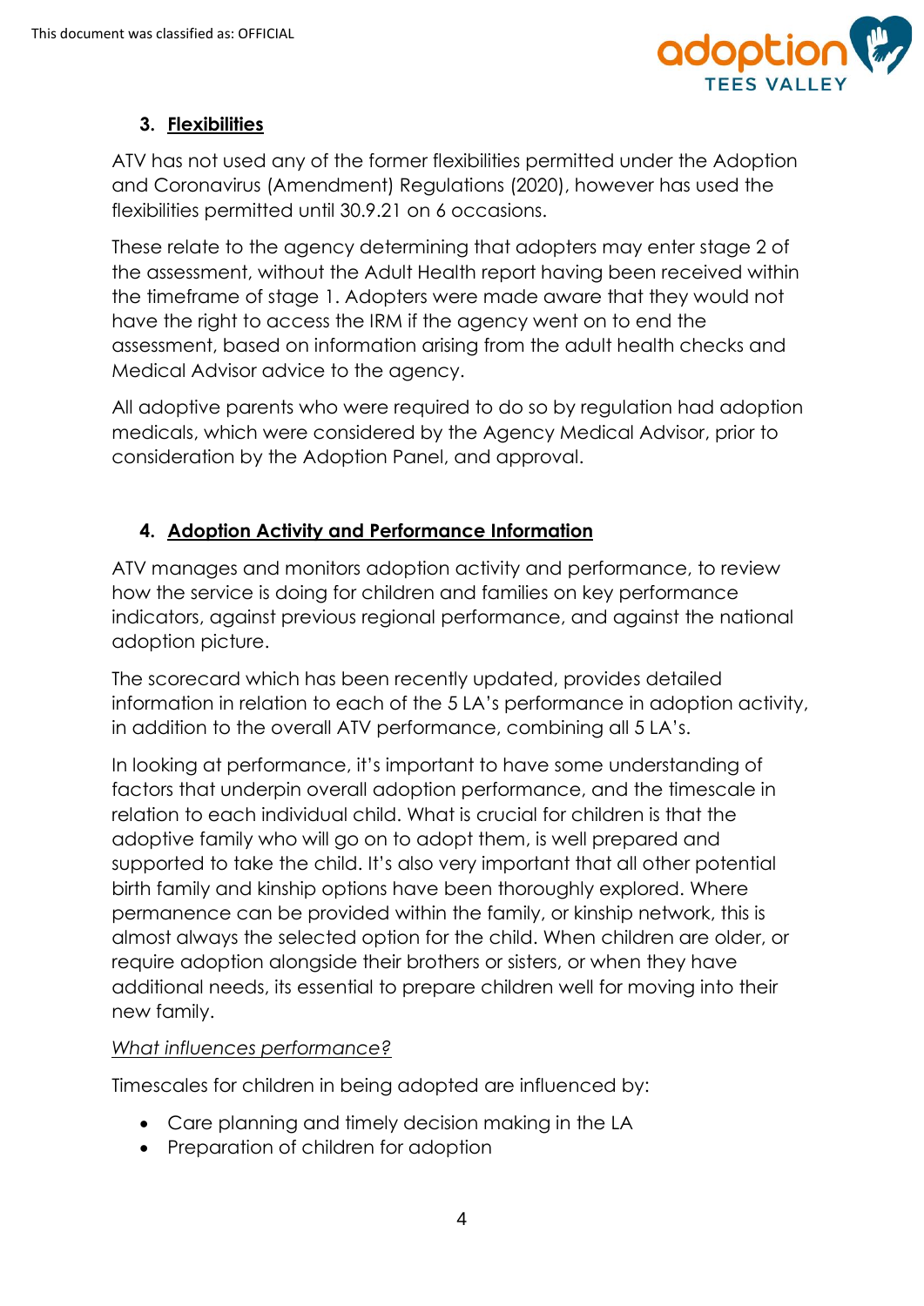## 3. Flexibilities

ATV has not used any of the former flexibilities permitted under the Adoption and Coronavirus (Amendment) Regulations (2020), however has used the flexibilities permitted until 30.9.21 on 6 occasions.

These relate to the agency determining that adopters may enter stage 2 of the assessment, without the Adult Health report having been received within the timeframe of stage 1. Adopters were made aware that they would not have the right to access the IRM if the agency went on to end the assessment, based on information arising from the adult health checks and Medical Advisor advice to the agency.

All adoptive parents who were required to do so by regulation had adoption medicals, which were considered by the Agency Medical Advisor, prior to consideration by the Adoption Panel, and approval.

## 4. Adoption Activity and Performance Information

ATV manages and monitors adoption activity and performance, to review how the service is doing for children and families on key performance indicators, against previous regional performance, and against the national adoption picture.

The scorecard which has been recently updated, provides detailed information in relation to each of the 5 LA's performance in adoption activity, in addition to the overall ATV performance, combining all 5 LA's.

In looking at performance, it's important to have some understanding of factors that underpin overall adoption performance, and the timescale in relation to each individual child. What is crucial for children is that the adoptive family who will go on to adopt them, is well prepared and supported to take the child. It's also very important that all other potential birth family and kinship options have been thoroughly explored. Where permanence can be provided within the family, or kinship network, this is almost always the selected option for the child. When children are older, or require adoption alongside their brothers or sisters, or when they have additional needs, its essential to prepare children well for moving into their new family.

*What influences performance?*

Timescales for children in being adopted are influenced by:

- Care planning and timely decision making in the LA
- Preparation of children for adoption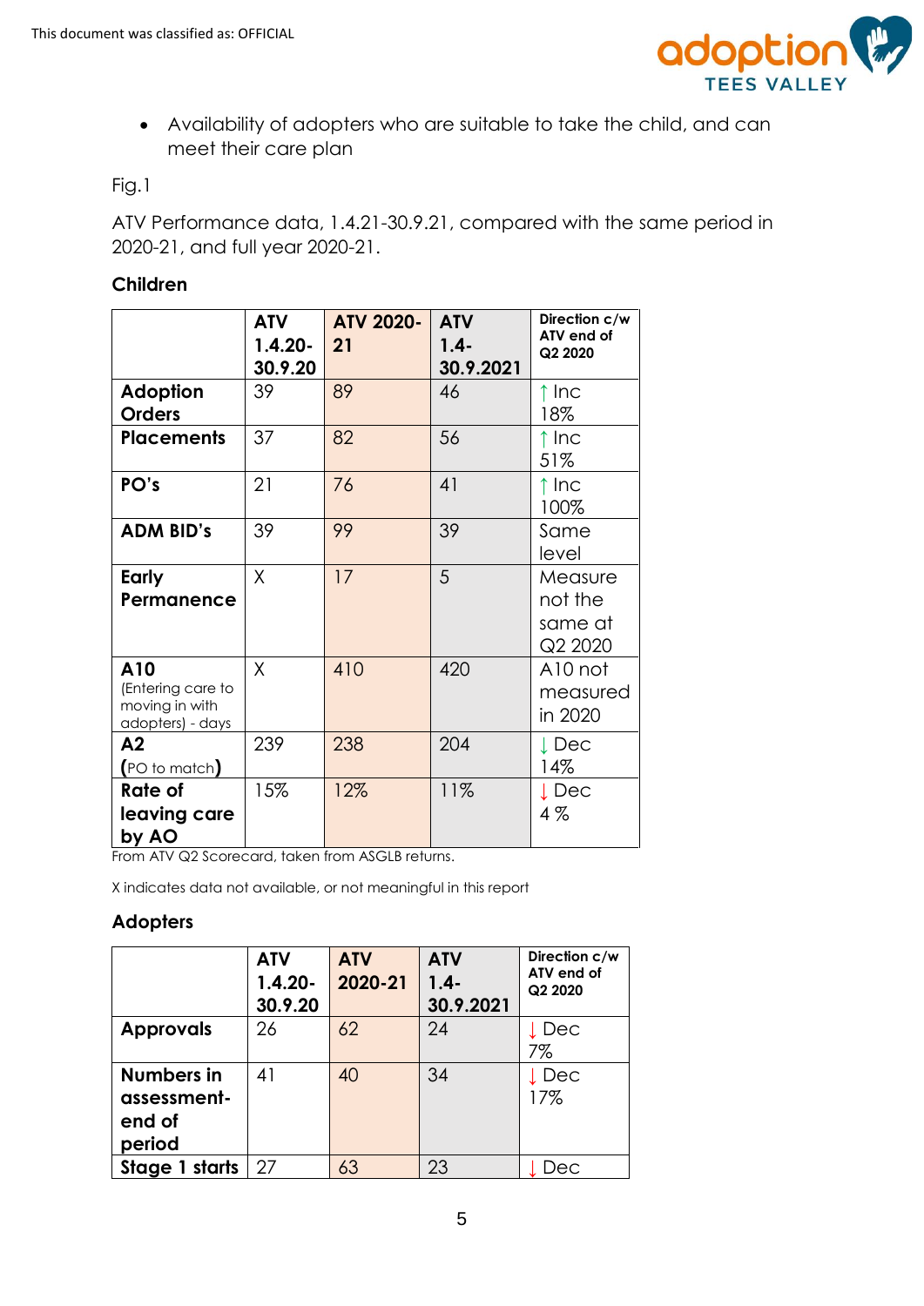- Availability of adopters who are suitable to take the child, and can meet their care plan

Fig.1

ATV Performance data, 1.4.21-30.9.21, compared with the same period in 2020-21, and full year 2020-21.

**Children**

| | ATV 1.4.20-30.9.20 | ATV 2020-21 | ATV 1.4-30.9.2021 | Direction c/w ATV end of Q2 2020 |
|---|---|---|---|---|
| **Adoption Orders** | 39 | 89 | 46 | ↑ Inc 18% |
| **Placements** | 37 | 82 | 56 | ↑ Inc 51% |
| **PO's** | 21 | 76 | 41 | ↑ Inc 100% |
| **ADM BID's** | 39 | 99 | 39 | Same level |
| **Early Permanence** | X | 17 | 5 | Measure not the same at Q2 2020 |
| **A10** (Entering care to moving in with adopters) - days | X | 410 | 420 | A10 not measured in 2020 |
| **A2** **(**PO to match**)** | 239 | 238 | 204 | ↓ Dec 14% |
| **Rate of leaving care by AO** | 15% | 12% | 11% | ↓ Dec 4 % |

From ATV Q2 Scorecard, taken from ASGLB returns.

X indicates data not available, or not meaningful in this report

**Adopters**

| | ATV 1.4.20-30.9.20 | ATV 2020-21 | ATV 1.4-30.9.2021 | Direction c/w ATV end of Q2 2020 |
|---|---|---|---|---|
| **Approvals** | 26 | 62 | 24 | ↓ Dec 7% |
| **Numbers in assessment-end of period** | 41 | 40 | 34 | ↓ Dec 17% |
| **Stage 1 starts** | 27 | 63 | 23 | ↓ Dec |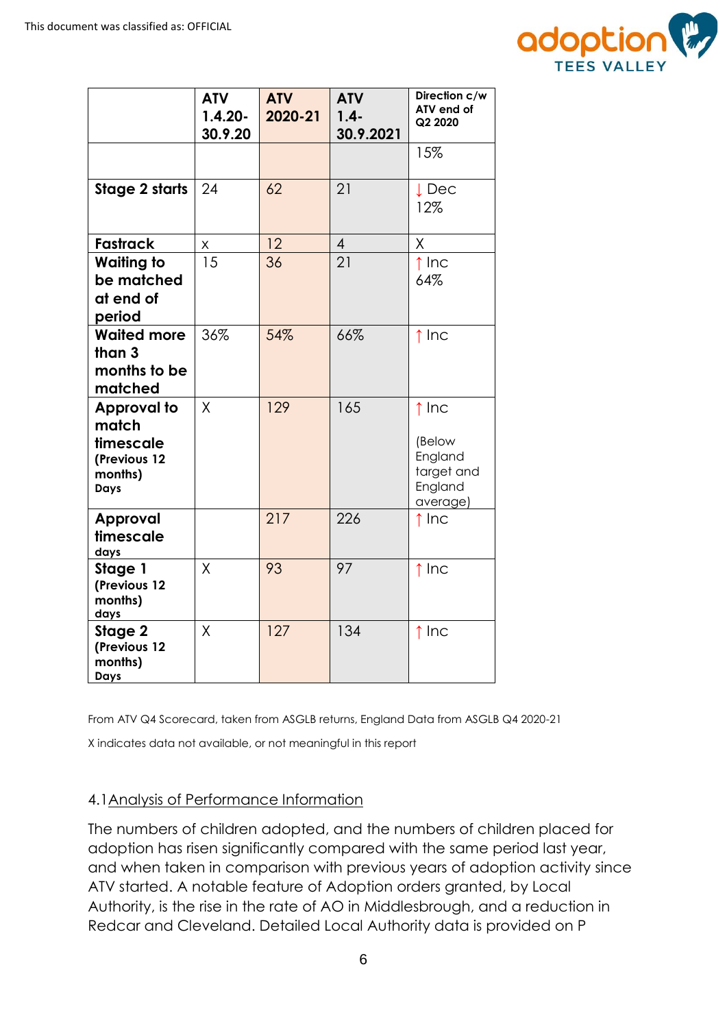| | ATV 1.4.20-30.9.20 | ATV 2020-21 | ATV 1.4-30.9.2021 | Direction c/w ATV end of Q2 2020 |
|---|---|---|---|---|
| | | | | 15% |
| **Stage 2 starts** | 24 | 62 | 21 | ↓ Dec 12% |
| **Fastrack** | x | 12 | 4 | X |
| **Waiting to be matched at end of period** | 15 | 36 | 21 | ↑ Inc 64% |
| **Waited more than 3 months to be matched** | 36% | 54% | 66% | ↑ Inc |
| **Approval to match timescale (Previous 12 months) Days** | X | 129 | 165 | ↑ Inc (Below England target and England average) |
| **Approval timescale days** | | 217 | 226 | ↑ Inc |
| **Stage 1 (Previous 12 months) days** | X | 93 | 97 | ↑ Inc |
| **Stage 2 (Previous 12 months) Days** | X | 127 | 134 | ↑ Inc |

From ATV Q4 Scorecard, taken from ASGLB returns, England Data from ASGLB Q4 2020-21

X indicates data not available, or not meaningful in this report

## 4.1 Analysis of Performance Information

The numbers of children adopted, and the numbers of children placed for adoption has risen significantly compared with the same period last year, and when taken in comparison with previous years of adoption activity since ATV started. A notable feature of Adoption orders granted, by Local Authority, is the rise in the rate of AO in Middlesbrough, and a reduction in Redcar and Cleveland. Detailed Local Authority data is provided on P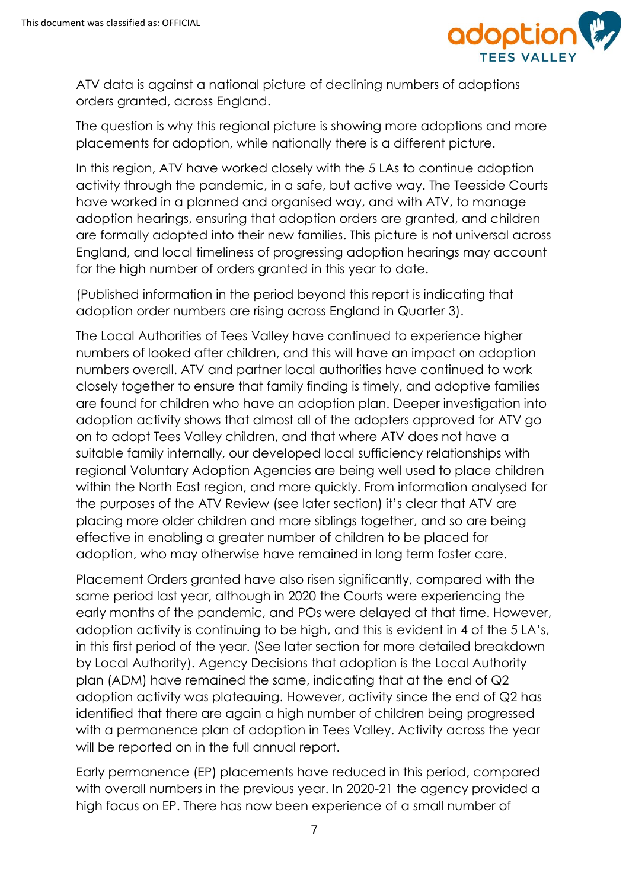ATV data is against a national picture of declining numbers of adoptions orders granted, across England.

The question is why this regional picture is showing more adoptions and more placements for adoption, while nationally there is a different picture.

In this region, ATV have worked closely with the 5 LAs to continue adoption activity through the pandemic, in a safe, but active way. The Teesside Courts have worked in a planned and organised way, and with ATV, to manage adoption hearings, ensuring that adoption orders are granted, and children are formally adopted into their new families. This picture is not universal across England, and local timeliness of progressing adoption hearings may account for the high number of orders granted in this year to date.

(Published information in the period beyond this report is indicating that adoption order numbers are rising across England in Quarter 3).

The Local Authorities of Tees Valley have continued to experience higher numbers of looked after children, and this will have an impact on adoption numbers overall. ATV and partner local authorities have continued to work closely together to ensure that family finding is timely, and adoptive families are found for children who have an adoption plan. Deeper investigation into adoption activity shows that almost all of the adopters approved for ATV go on to adopt Tees Valley children, and that where ATV does not have a suitable family internally, our developed local sufficiency relationships with regional Voluntary Adoption Agencies are being well used to place children within the North East region, and more quickly. From information analysed for the purposes of the ATV Review (see later section) it's clear that ATV are placing more older children and more siblings together, and so are being effective in enabling a greater number of children to be placed for adoption, who may otherwise have remained in long term foster care.

Placement Orders granted have also risen significantly, compared with the same period last year, although in 2020 the Courts were experiencing the early months of the pandemic, and POs were delayed at that time. However, adoption activity is continuing to be high, and this is evident in 4 of the 5 LA's, in this first period of the year. (See later section for more detailed breakdown by Local Authority). Agency Decisions that adoption is the Local Authority plan (ADM) have remained the same, indicating that at the end of Q2 adoption activity was plateauing. However, activity since the end of Q2 has identified that there are again a high number of children being progressed with a permanence plan of adoption in Tees Valley. Activity across the year will be reported on in the full annual report.

Early permanence (EP) placements have reduced in this period, compared with overall numbers in the previous year. In 2020-21 the agency provided a high focus on EP. There has now been experience of a small number of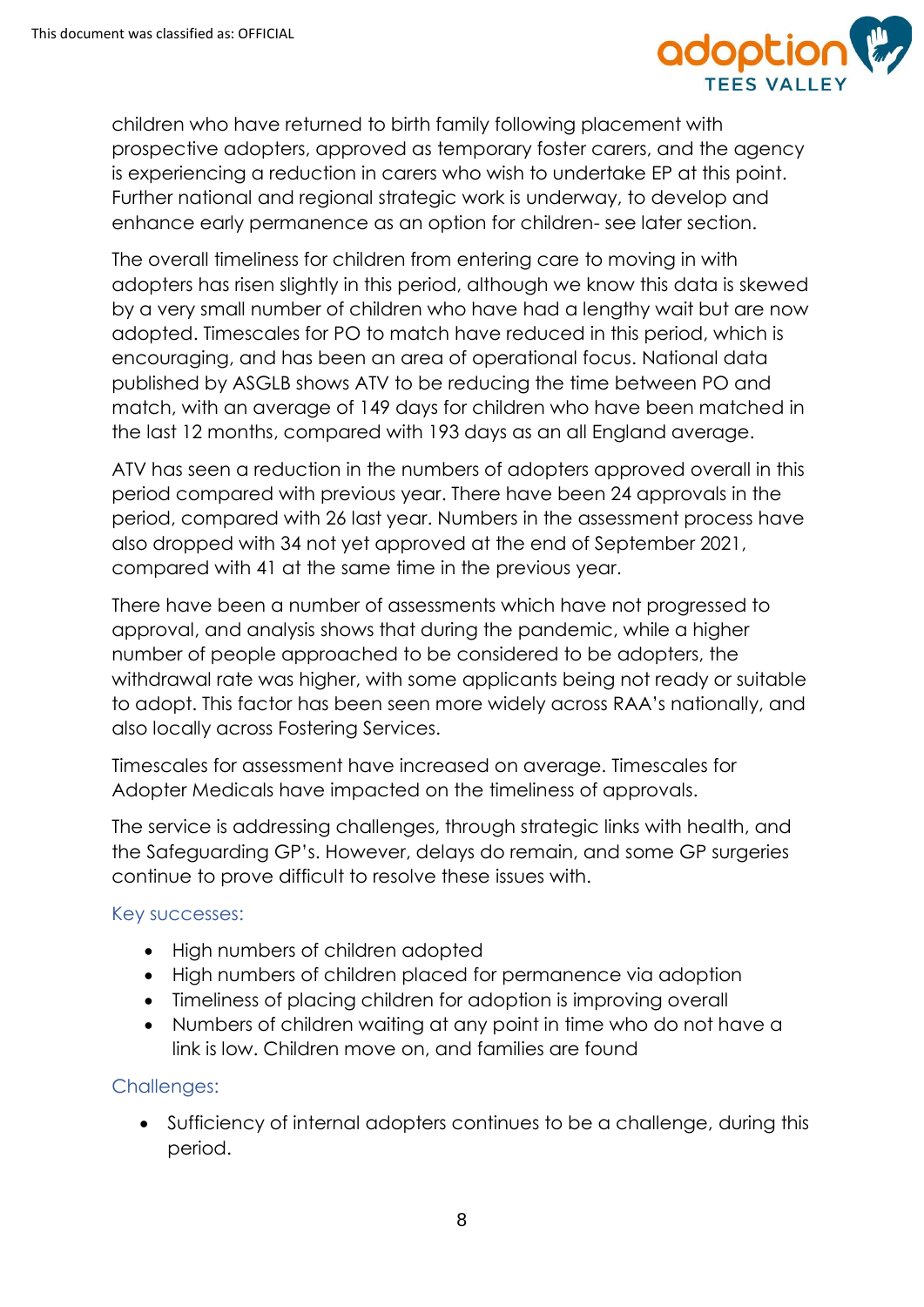children who have returned to birth family following placement with prospective adopters, approved as temporary foster carers, and the agency is experiencing a reduction in carers who wish to undertake EP at this point. Further national and regional strategic work is underway, to develop and enhance early permanence as an option for children- see later section.

The overall timeliness for children from entering care to moving in with adopters has risen slightly in this period, although we know this data is skewed by a very small number of children who have had a lengthy wait but are now adopted. Timescales for PO to match have reduced in this period, which is encouraging, and has been an area of operational focus. National data published by ASGLB shows ATV to be reducing the time between PO and match, with an average of 149 days for children who have been matched in the last 12 months, compared with 193 days as an all England average.

ATV has seen a reduction in the numbers of adopters approved overall in this period compared with previous year. There have been 24 approvals in the period, compared with 26 last year. Numbers in the assessment process have also dropped with 34 not yet approved at the end of September 2021, compared with 41 at the same time in the previous year.

There have been a number of assessments which have not progressed to approval, and analysis shows that during the pandemic, while a higher number of people approached to be considered to be adopters, the withdrawal rate was higher, with some applicants being not ready or suitable to adopt. This factor has been seen more widely across RAA's nationally, and also locally across Fostering Services.

Timescales for assessment have increased on average. Timescales for Adopter Medicals have impacted on the timeliness of approvals.

The service is addressing challenges, through strategic links with health, and the Safeguarding GP's. However, delays do remain, and some GP surgeries continue to prove difficult to resolve these issues with.

### Key successes:

- High numbers of children adopted
- High numbers of children placed for permanence via adoption
- Timeliness of placing children for adoption is improving overall
- Numbers of children waiting at any point in time who do not have a link is low. Children move on, and families are found

### Challenges:

- Sufficiency of internal adopters continues to be a challenge, during this period.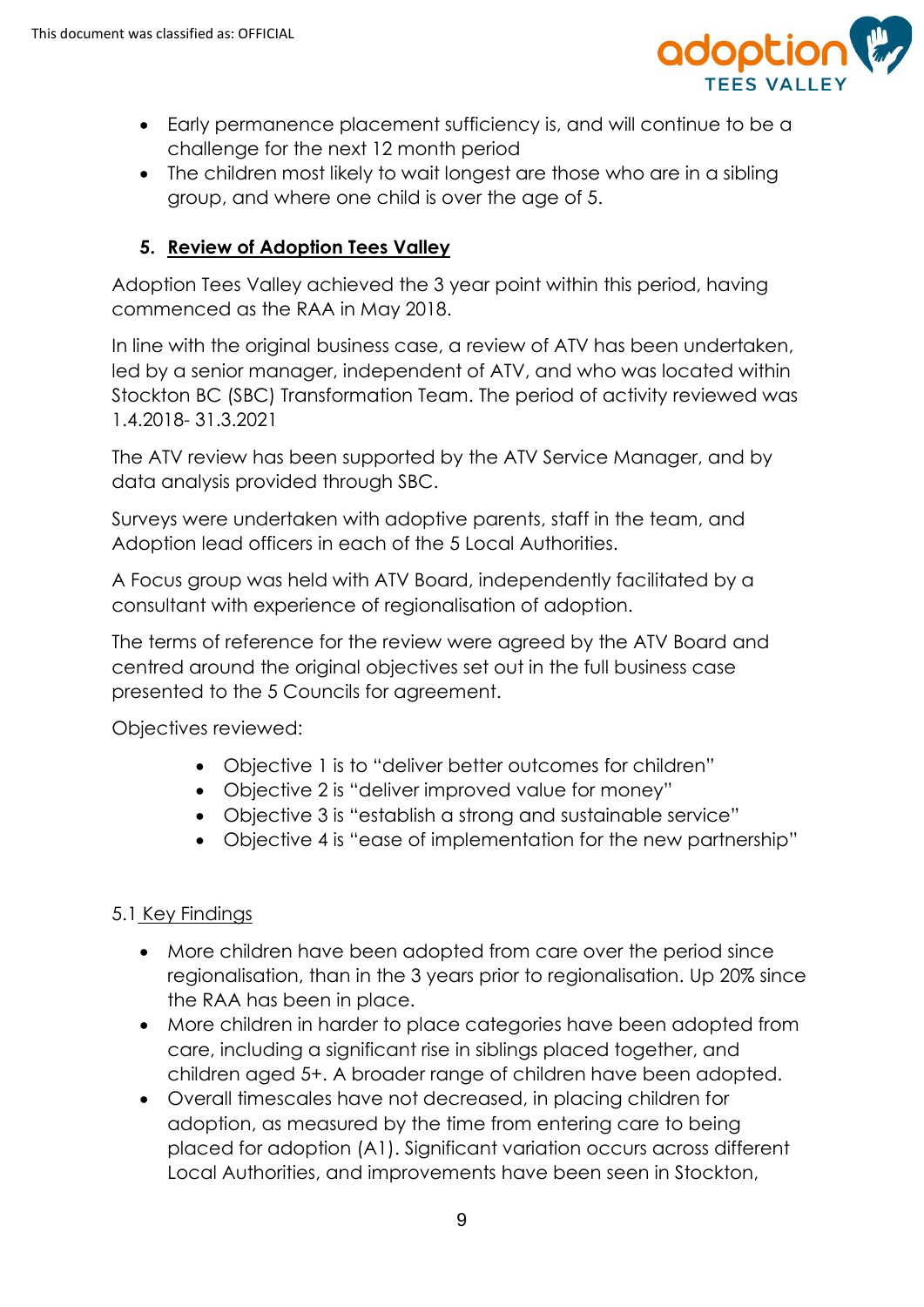- Early permanence placement sufficiency is, and will continue to be a challenge for the next 12 month period
- The children most likely to wait longest are those who are in a sibling group, and where one child is over the age of 5.

## 5. Review of Adoption Tees Valley

Adoption Tees Valley achieved the 3 year point within this period, having commenced as the RAA in May 2018.

In line with the original business case, a review of ATV has been undertaken, led by a senior manager, independent of ATV, and who was located within Stockton BC (SBC) Transformation Team. The period of activity reviewed was 1.4.2018- 31.3.2021

The ATV review has been supported by the ATV Service Manager, and by data analysis provided through SBC.

Surveys were undertaken with adoptive parents, staff in the team, and Adoption lead officers in each of the 5 Local Authorities.

A Focus group was held with ATV Board, independently facilitated by a consultant with experience of regionalisation of adoption.

The terms of reference for the review were agreed by the ATV Board and centred around the original objectives set out in the full business case presented to the 5 Councils for agreement.

Objectives reviewed:

- Objective 1 is to "deliver better outcomes for children"
- Objective 2 is "deliver improved value for money"
- Objective 3 is "establish a strong and sustainable service"
- Objective 4 is "ease of implementation for the new partnership"

### 5.1 Key Findings

- More children have been adopted from care over the period since regionalisation, than in the 3 years prior to regionalisation. Up 20% since the RAA has been in place.
- More children in harder to place categories have been adopted from care, including a significant rise in siblings placed together, and children aged 5+. A broader range of children have been adopted.
- Overall timescales have not decreased, in placing children for adoption, as measured by the time from entering care to being placed for adoption (A1). Significant variation occurs across different Local Authorities, and improvements have been seen in Stockton,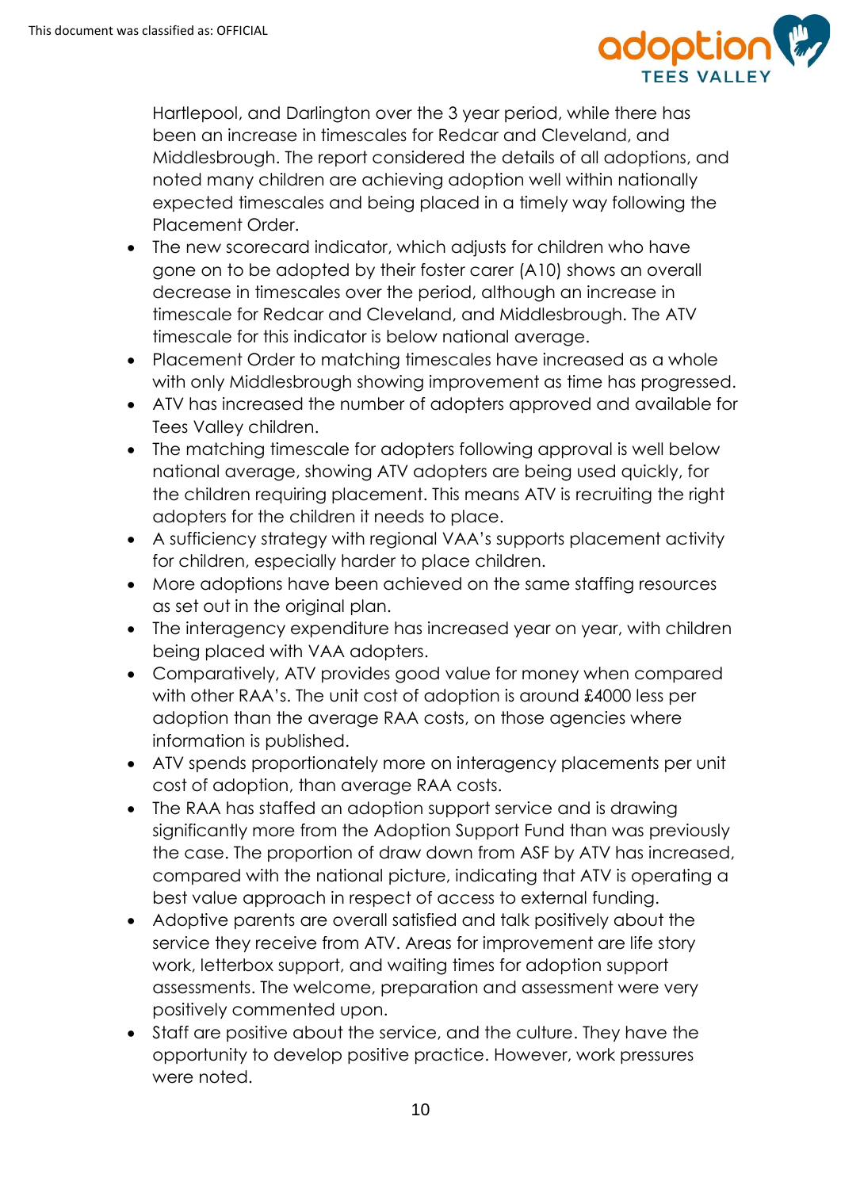Hartlepool, and Darlington over the 3 year period, while there has been an increase in timescales for Redcar and Cleveland, and Middlesbrough. The report considered the details of all adoptions, and noted many children are achieving adoption well within nationally expected timescales and being placed in a timely way following the Placement Order.

- The new scorecard indicator, which adjusts for children who have gone on to be adopted by their foster carer (A10) shows an overall decrease in timescales over the period, although an increase in timescale for Redcar and Cleveland, and Middlesbrough. The ATV timescale for this indicator is below national average.
- Placement Order to matching timescales have increased as a whole with only Middlesbrough showing improvement as time has progressed.
- ATV has increased the number of adopters approved and available for Tees Valley children.
- The matching timescale for adopters following approval is well below national average, showing ATV adopters are being used quickly, for the children requiring placement. This means ATV is recruiting the right adopters for the children it needs to place.
- A sufficiency strategy with regional VAA's supports placement activity for children, especially harder to place children.
- More adoptions have been achieved on the same staffing resources as set out in the original plan.
- The interagency expenditure has increased year on year, with children being placed with VAA adopters.
- Comparatively, ATV provides good value for money when compared with other RAA's. The unit cost of adoption is around £4000 less per adoption than the average RAA costs, on those agencies where information is published.
- ATV spends proportionately more on interagency placements per unit cost of adoption, than average RAA costs.
- The RAA has staffed an adoption support service and is drawing significantly more from the Adoption Support Fund than was previously the case. The proportion of draw down from ASF by ATV has increased, compared with the national picture, indicating that ATV is operating a best value approach in respect of access to external funding.
- Adoptive parents are overall satisfied and talk positively about the service they receive from ATV. Areas for improvement are life story work, letterbox support, and waiting times for adoption support assessments. The welcome, preparation and assessment were very positively commented upon.
- Staff are positive about the service, and the culture. They have the opportunity to develop positive practice. However, work pressures were noted.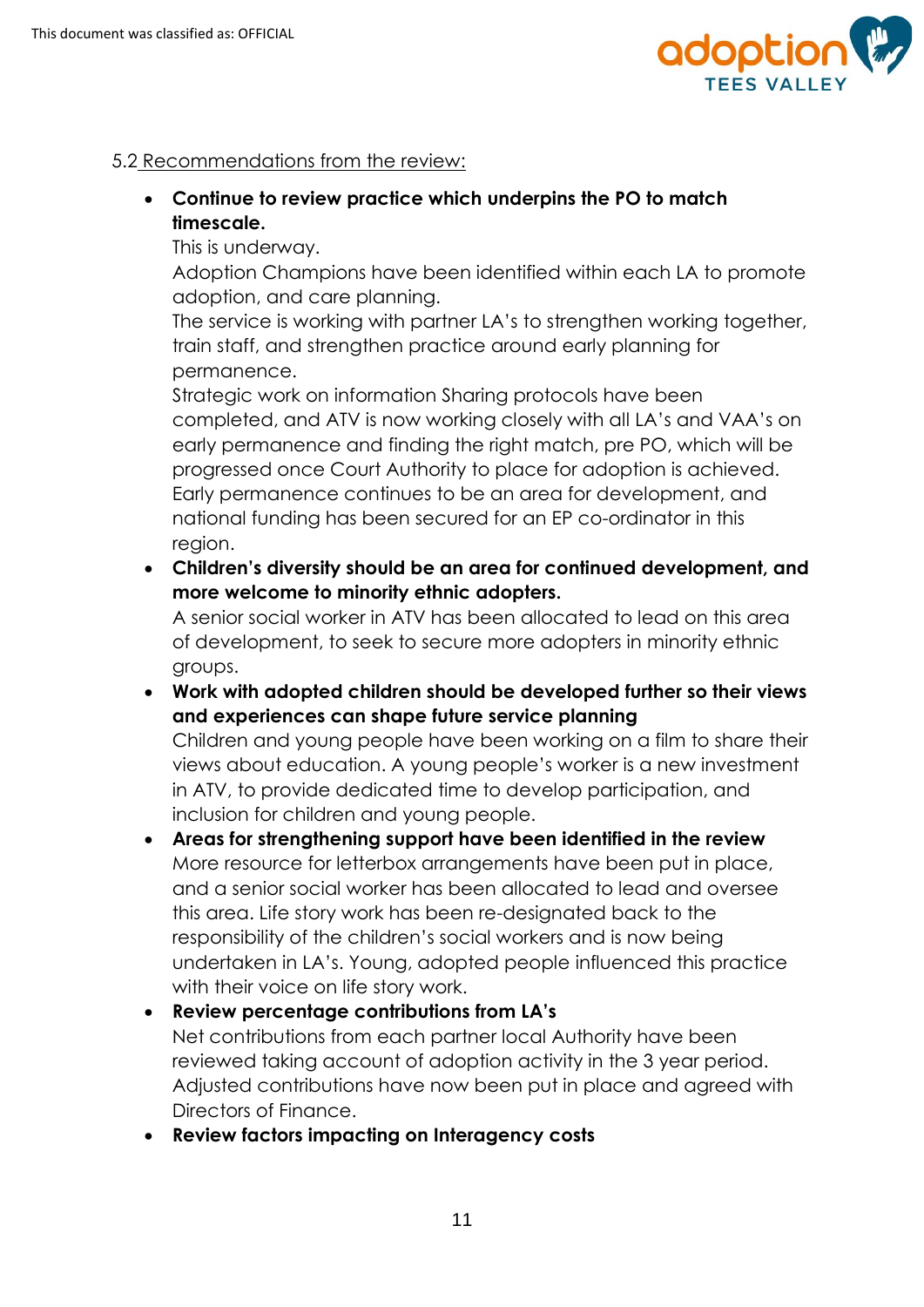5.2 Recommendations from the review:

- **Continue to review practice which underpins the PO to match timescale.**
  This is underway.
  Adoption Champions have been identified within each LA to promote adoption, and care planning.
  The service is working with partner LA's to strengthen working together, train staff, and strengthen practice around early planning for permanence.
  Strategic work on information Sharing protocols have been completed, and ATV is now working closely with all LA's and VAA's on early permanence and finding the right match, pre PO, which will be progressed once Court Authority to place for adoption is achieved. Early permanence continues to be an area for development, and national funding has been secured for an EP co-ordinator in this region.
- **Children's diversity should be an area for continued development, and more welcome to minority ethnic adopters.**
  A senior social worker in ATV has been allocated to lead on this area of development, to seek to secure more adopters in minority ethnic groups.
- **Work with adopted children should be developed further so their views and experiences can shape future service planning**
  Children and young people have been working on a film to share their views about education. A young people's worker is a new investment in ATV, to provide dedicated time to develop participation, and inclusion for children and young people.
- **Areas for strengthening support have been identified in the review**
  More resource for letterbox arrangements have been put in place, and a senior social worker has been allocated to lead and oversee this area. Life story work has been re-designated back to the responsibility of the children's social workers and is now being undertaken in LA's. Young, adopted people influenced this practice with their voice on life story work.
- **Review percentage contributions from LA's**
  Net contributions from each partner local Authority have been reviewed taking account of adoption activity in the 3 year period. Adjusted contributions have now been put in place and agreed with Directors of Finance.
- **Review factors impacting on Interagency costs**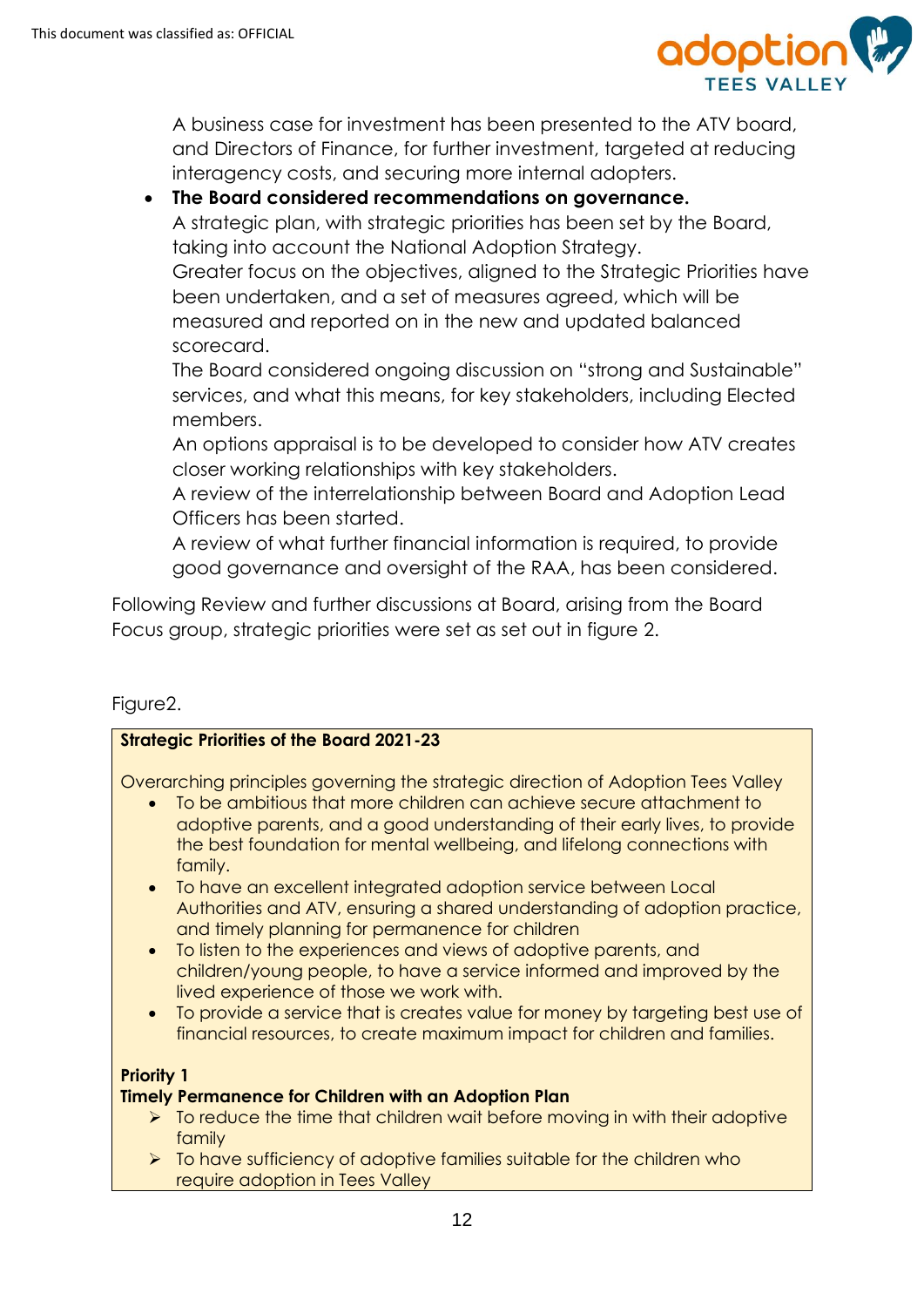A business case for investment has been presented to the ATV board, and Directors of Finance, for further investment, targeted at reducing interagency costs, and securing more internal adopters.

- **The Board considered recommendations on governance.**
  A strategic plan, with strategic priorities has been set by the Board, taking into account the National Adoption Strategy.
  Greater focus on the objectives, aligned to the Strategic Priorities have been undertaken, and a set of measures agreed, which will be measured and reported on in the new and updated balanced scorecard.
  The Board considered ongoing discussion on "strong and Sustainable" services, and what this means, for key stakeholders, including Elected members.
  An options appraisal is to be developed to consider how ATV creates closer working relationships with key stakeholders.
  A review of the interrelationship between Board and Adoption Lead Officers has been started.
  A review of what further financial information is required, to provide good governance and oversight of the RAA, has been considered.

Following Review and further discussions at Board, arising from the Board Focus group, strategic priorities were set as set out in figure 2.

Figure2.

**Strategic Priorities of the Board 2021-23**

Overarching principles governing the strategic direction of Adoption Tees Valley

- To be ambitious that more children can achieve secure attachment to adoptive parents, and a good understanding of their early lives, to provide the best foundation for mental wellbeing, and lifelong connections with family.
- To have an excellent integrated adoption service between Local Authorities and ATV, ensuring a shared understanding of adoption practice, and timely planning for permanence for children
- To listen to the experiences and views of adoptive parents, and children/young people, to have a service informed and improved by the lived experience of those we work with.
- To provide a service that is creates value for money by targeting best use of financial resources, to create maximum impact for children and families.

**Priority 1**
**Timely Permanence for Children with an Adoption Plan**

- To reduce the time that children wait before moving in with their adoptive family
- To have sufficiency of adoptive families suitable for the children who require adoption in Tees Valley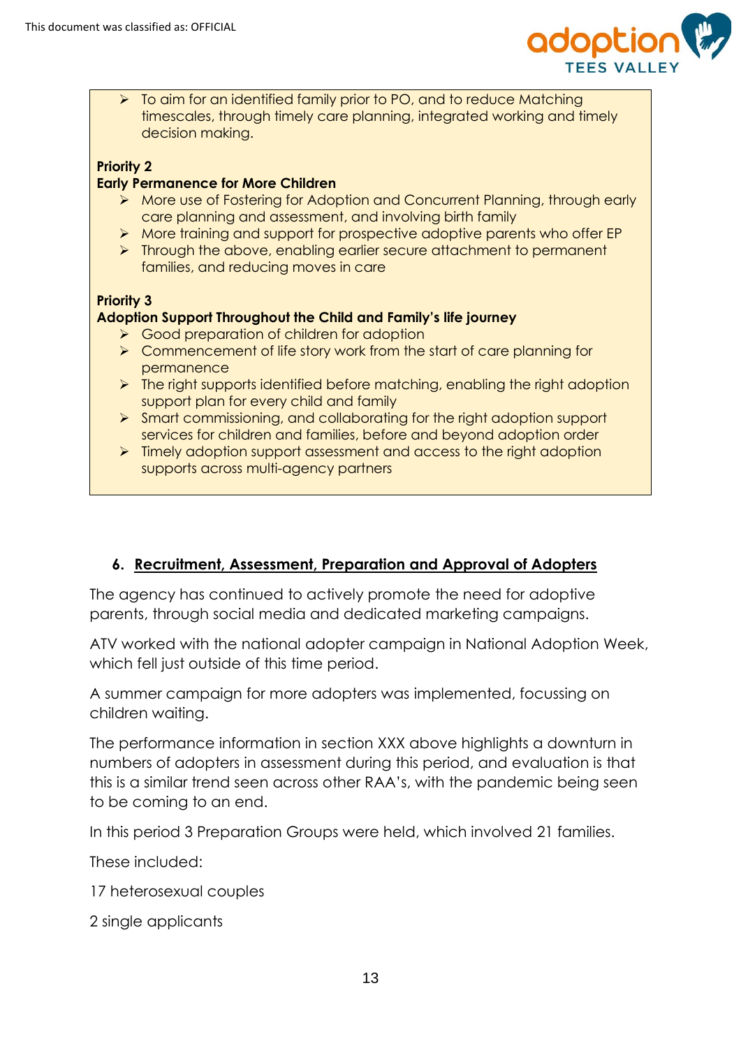- To aim for an identified family prior to PO, and to reduce Matching timescales, through timely care planning, integrated working and timely decision making.

**Priority 2**
**Early Permanence for More Children**

- More use of Fostering for Adoption and Concurrent Planning, through early care planning and assessment, and involving birth family
- More training and support for prospective adoptive parents who offer EP
- Through the above, enabling earlier secure attachment to permanent families, and reducing moves in care

**Priority 3**
**Adoption Support Throughout the Child and Family's life journey**

- Good preparation of children for adoption
- Commencement of life story work from the start of care planning for permanence
- The right supports identified before matching, enabling the right adoption support plan for every child and family
- Smart commissioning, and collaborating for the right adoption support services for children and families, before and beyond adoption order
- Timely adoption support assessment and access to the right adoption supports across multi-agency partners

## 6. Recruitment, Assessment, Preparation and Approval of Adopters

The agency has continued to actively promote the need for adoptive parents, through social media and dedicated marketing campaigns.

ATV worked with the national adopter campaign in National Adoption Week, which fell just outside of this time period.

A summer campaign for more adopters was implemented, focussing on children waiting.

The performance information in section XXX above highlights a downturn in numbers of adopters in assessment during this period, and evaluation is that this is a similar trend seen across other RAA's, with the pandemic being seen to be coming to an end.

In this period 3 Preparation Groups were held, which involved 21 families.

These included:

17 heterosexual couples

2 single applicants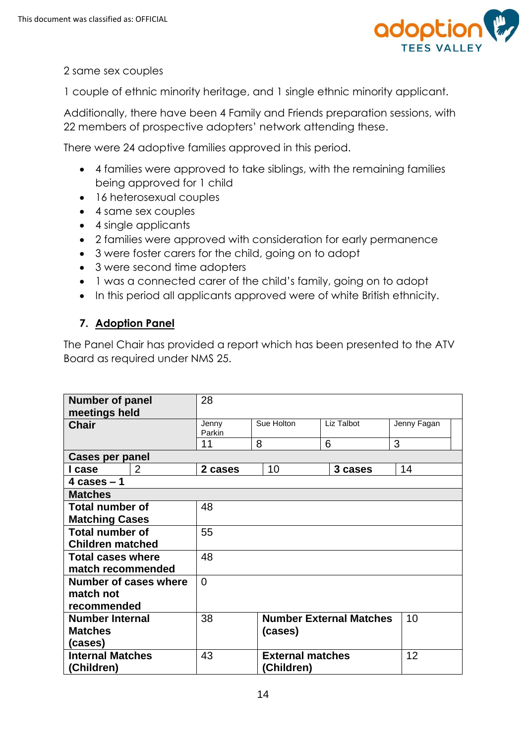2 same sex couples

1 couple of ethnic minority heritage, and 1 single ethnic minority applicant.

Additionally, there have been 4 Family and Friends preparation sessions, with 22 members of prospective adopters' network attending these.

There were 24 adoptive families approved in this period.

- 4 families were approved to take siblings, with the remaining families being approved for 1 child
- 16 heterosexual couples
- 4 same sex couples
- 4 single applicants
- 2 families were approved with consideration for early permanence
- 3 were foster carers for the child, going on to adopt
- 3 were second time adopters
- 1 was a connected carer of the child's family, going on to adopt
- In this period all applicants approved were of white British ethnicity.

## 7. Adoption Panel

The Panel Chair has provided a report which has been presented to the ATV Board as required under NMS 25.

| **Number of panel meetings held** | 28 | | | |
|---|---|---|---|---|
| **Chair** | Jenny Parkin | Sue Holton | Liz Talbot | Jenny Fagan |
| | 11 | 8 | 6 | 3 |
| **Cases per panel** | | | | |
| **I case** 2 | **2 cases** 10 | | **3 cases** 14 | |
| **4 cases – 1** | | | | |
| **Matches** | | | | |
| **Total number of Matching Cases** | 48 | | | |
| **Total number of Children matched** | 55 | | | |
| **Total cases where match recommended** | 48 | | | |
| **Number of cases where match not recommended** | 0 | | | |
| **Number Internal Matches (cases)** | 38 | **Number External Matches (cases)** | 10 | |
| **Internal Matches (Children)** | 43 | **External matches (Children)** | 12 | |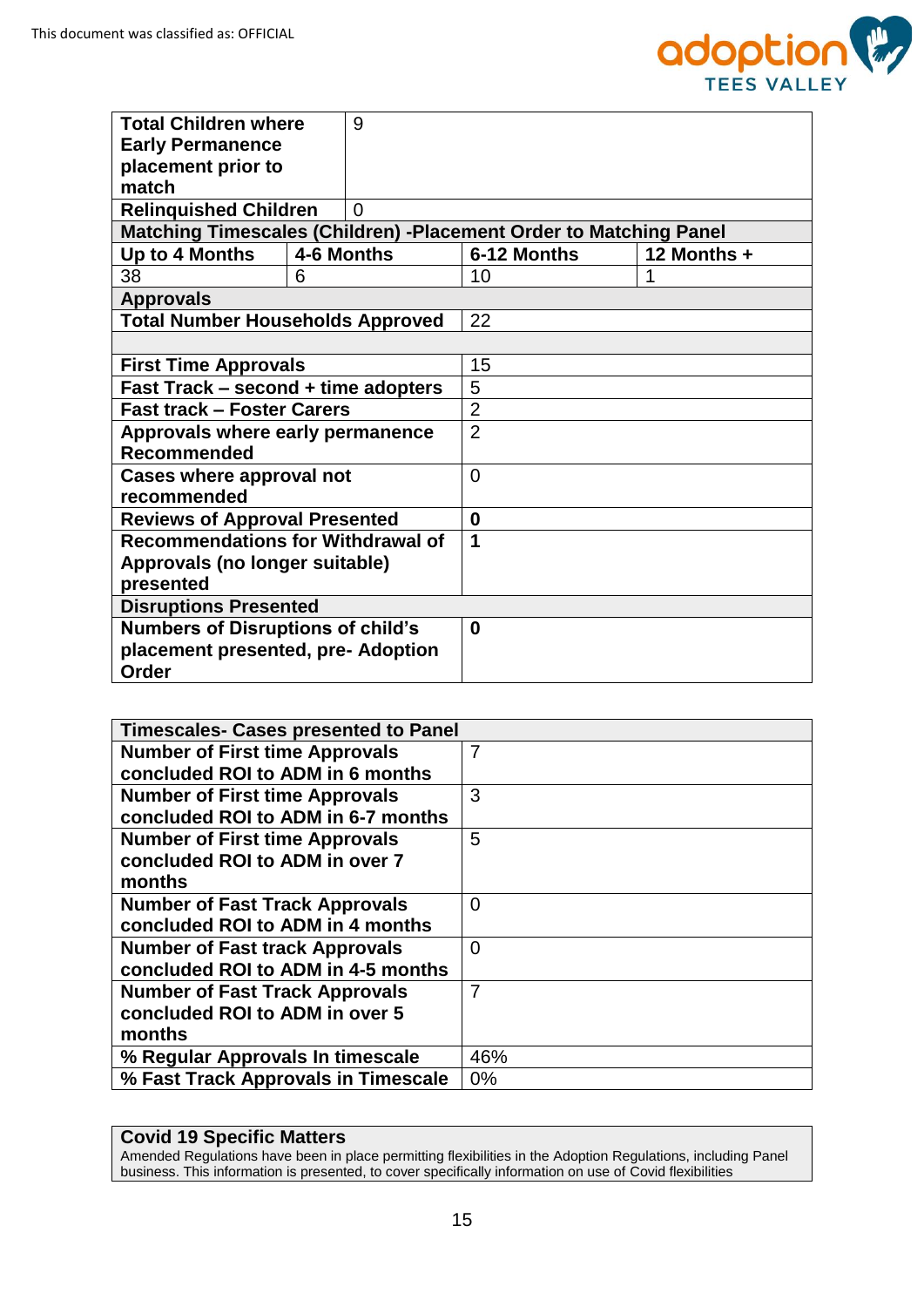This document was classified as: OFFICIAL

| | | | |
|---|---|---|---|
| **Total Children where Early Permanence placement prior to match** | 9 | | |
| **Relinquished Children** | 0 | | |
| **Matching Timescales (Children) -Placement Order to Matching Panel** | | | |
| **Up to 4 Months** | **4-6 Months** | **6-12 Months** | **12 Months +** |
| 38 | 6 | 10 | 1 |
| **Approvals** | | | |
| **Total Number Households Approved** | | 22 | |
| | | | |
| **First Time Approvals** | | 15 | |
| **Fast Track – second + time adopters** | | 5 | |
| **Fast track – Foster Carers** | | 2 | |
| **Approvals where early permanence Recommended** | | 2 | |
| **Cases where approval not recommended** | | 0 | |
| **Reviews of Approval Presented** | | **0** | |
| **Recommendations for Withdrawal of Approvals (no longer suitable) presented** | | **1** | |
| **Disruptions Presented** | | | |
| **Numbers of Disruptions of child's placement presented, pre- Adoption Order** | | **0** | |

| **Timescales- Cases presented to Panel** | |
|---|---|
| **Number of First time Approvals concluded ROI to ADM in 6 months** | 7 |
| **Number of First time Approvals concluded ROI to ADM in 6-7 months** | 3 |
| **Number of First time Approvals concluded ROI to ADM in over 7 months** | 5 |
| **Number of Fast Track Approvals concluded ROI to ADM in 4 months** | 0 |
| **Number of Fast track Approvals concluded ROI to ADM in 4-5 months** | 0 |
| **Number of Fast Track Approvals concluded ROI to ADM in over 5 months** | 7 |
| **% Regular Approvals In timescale** | 46% |
| **% Fast Track Approvals in Timescale** | 0% |

**Covid 19 Specific Matters**

Amended Regulations have been in place permitting flexibilities in the Adoption Regulations, including Panel business. This information is presented, to cover specifically information on use of Covid flexibilities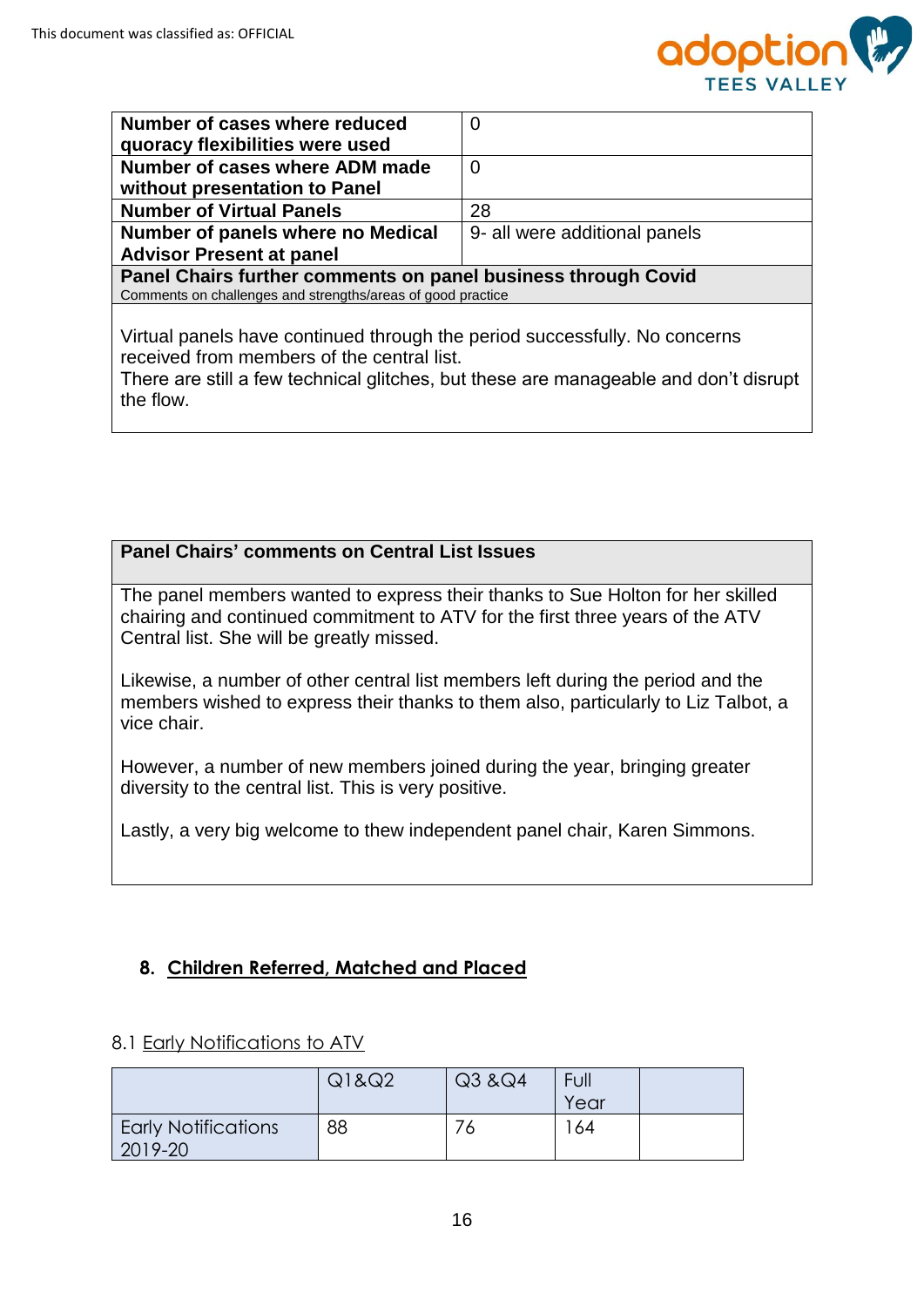| Number of cases where reduced quoracy flexibilities were used | 0 |
|---|---|
| Number of cases where ADM made without presentation to Panel | 0 |
| Number of Virtual Panels | 28 |
| Number of panels where no Medical Advisor Present at panel | 9- all were additional panels |

**Panel Chairs further comments on panel business through Covid**
Comments on challenges and strengths/areas of good practice

Virtual panels have continued through the period successfully. No concerns received from members of the central list.
There are still a few technical glitches, but these are manageable and don't disrupt the flow.

**Panel Chairs' comments on Central List Issues**

The panel members wanted to express their thanks to Sue Holton for her skilled chairing and continued commitment to ATV for the first three years of the ATV Central list. She will be greatly missed.

Likewise, a number of other central list members left during the period and the members wished to express their thanks to them also, particularly to Liz Talbot, a vice chair.

However, a number of new members joined during the year, bringing greater diversity to the central list. This is very positive.

Lastly, a very big welcome to thew independent panel chair, Karen Simmons.

## 8. Children Referred, Matched and Placed

### 8.1 Early Notifications to ATV

| | Q1&Q2 | Q3 &Q4 | Full Year | |
|---|---|---|---|---|
| Early Notifications 2019-20 | 88 | 76 | 164 | |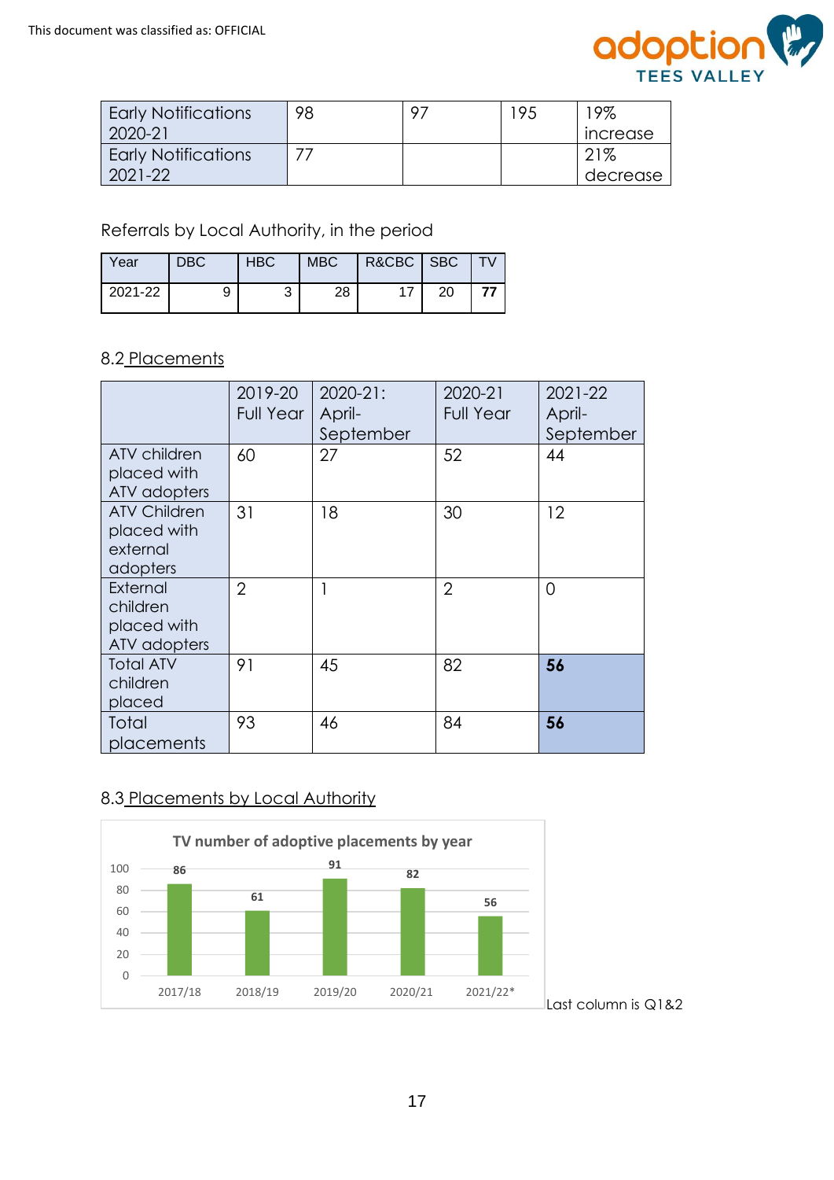| Early Notifications 2020-21 | 98 | 97 | 195 | 19% increase |
|---|---|---|---|---|
| Early Notifications 2021-22 | 77 | | | 21% decrease |

Referrals by Local Authority, in the period

| Year | DBC | HBC | MBC | R&CBC | SBC | TV |
|---|---|---|---|---|---|---|
| 2021-22 | 9 | 3 | 28 | 17 | 20 | **77** |

## 8.2 Placements

| | 2019-20 Full Year | 2020-21: April-September | 2020-21 Full Year | 2021-22 April-September |
|---|---|---|---|---|
| ATV children placed with ATV adopters | 60 | 27 | 52 | 44 |
| ATV Children placed with external adopters | 31 | 18 | 30 | 12 |
| External children placed with ATV adopters | 2 | 1 | 2 | 0 |
| Total ATV children placed | 91 | 45 | 82 | **56** |
| Total placements | 93 | 46 | 84 | **56** |

## 8.3 Placements by Local Authority

**TV number of adoptive placements by year**

| Year | Placements |
|---|---|
| 2017/18 | 86 |
| 2018/19 | 61 |
| 2019/20 | 91 |
| 2020/21 | 82 |
| 2021/22* | 56 |

Last column is Q1&2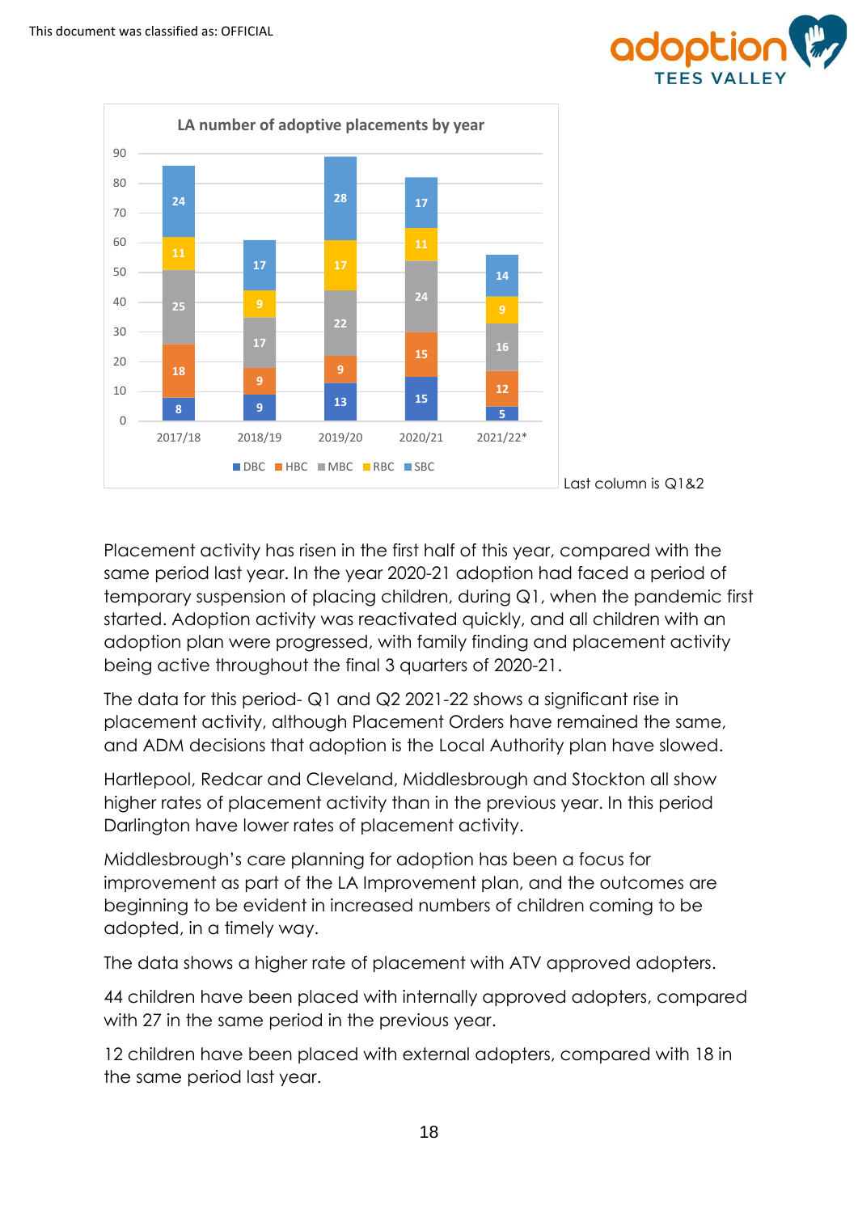**LA number of adoptive placements by year**

| Year | DBC | HBC | MBC | RBC | SBC |
|---|---|---|---|---|---|
| 2017/18 | 8 | 18 | 25 | 11 | 24 |
| 2018/19 | 9 | 9 | 17 | 9 | 17 |
| 2019/20 | 13 | 9 | 22 | 17 | 28 |
| 2020/21 | 15 | 15 | 24 | 11 | 17 |
| 2021/22* | 5 | 12 | 16 | 9 | 14 |

Last column is Q1&2

Placement activity has risen in the first half of this year, compared with the same period last year. In the year 2020-21 adoption had faced a period of temporary suspension of placing children, during Q1, when the pandemic first started. Adoption activity was reactivated quickly, and all children with an adoption plan were progressed, with family finding and placement activity being active throughout the final 3 quarters of 2020-21.

The data for this period- Q1 and Q2 2021-22 shows a significant rise in placement activity, although Placement Orders have remained the same, and ADM decisions that adoption is the Local Authority plan have slowed.

Hartlepool, Redcar and Cleveland, Middlesbrough and Stockton all show higher rates of placement activity than in the previous year. In this period Darlington have lower rates of placement activity.

Middlesbrough's care planning for adoption has been a focus for improvement as part of the LA Improvement plan, and the outcomes are beginning to be evident in increased numbers of children coming to be adopted, in a timely way.

The data shows a higher rate of placement with ATV approved adopters.

44 children have been placed with internally approved adopters, compared with 27 in the same period in the previous year.

12 children have been placed with external adopters, compared with 18 in the same period last year.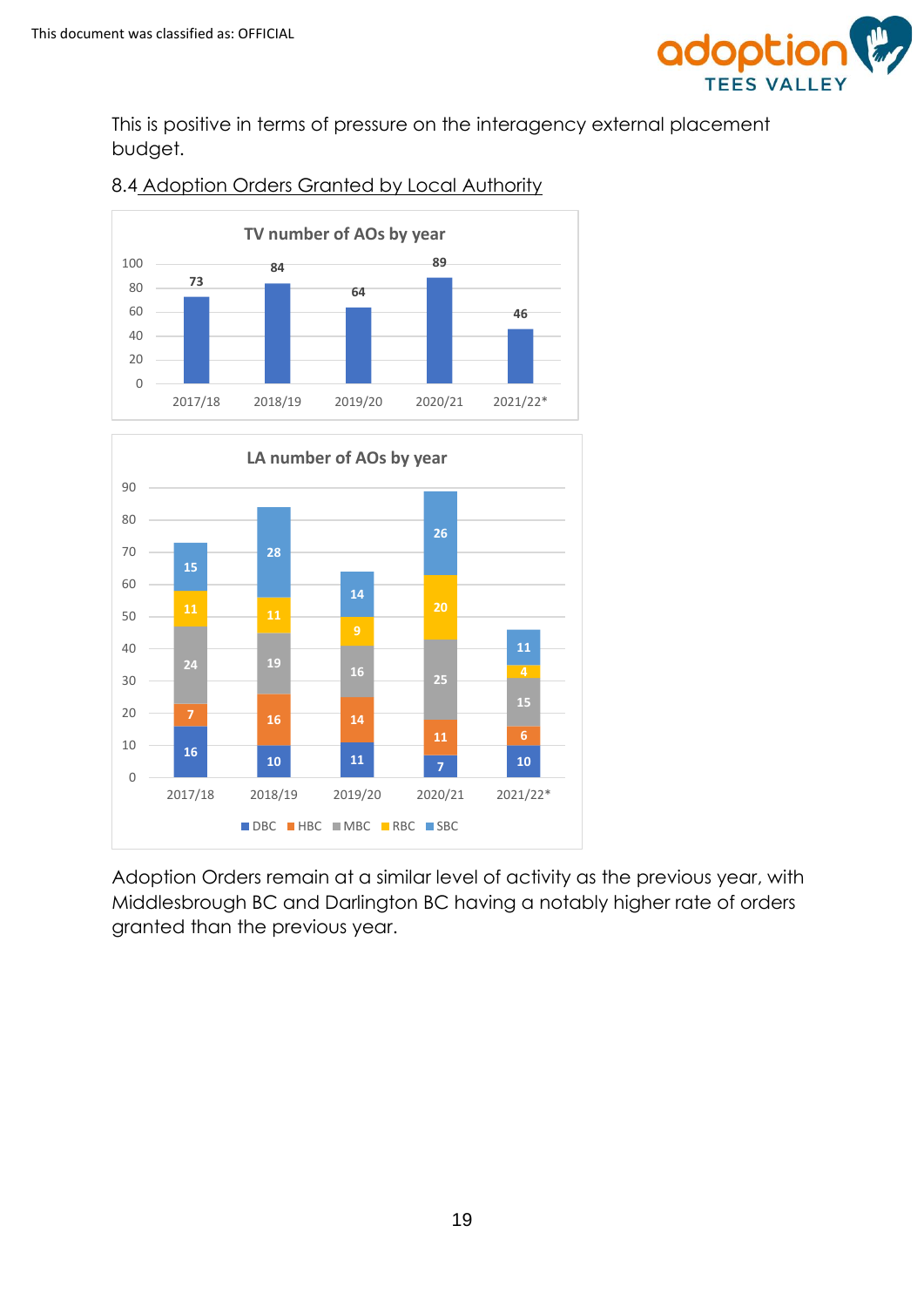This is positive in terms of pressure on the interagency external placement budget.

8.4 Adoption Orders Granted by Local Authority

**TV number of AOs by year**

| Year | AOs |
|---|---|
| 2017/18 | 73 |
| 2018/19 | 84 |
| 2019/20 | 64 |
| 2020/21 | 89 |
| 2021/22* | 46 |

**LA number of AOs by year**

| Year | DBC | HBC | MBC | RBC | SBC |
|---|---|---|---|---|---|
| 2017/18 | 16 | 7 | 24 | 11 | 15 |
| 2018/19 | 10 | 16 | 19 | 11 | 28 |
| 2019/20 | 11 | 14 | 16 | 9 | 14 |
| 2020/21 | 7 | 11 | 25 | 20 | 26 |
| 2021/22* | 10 | 6 | 15 | 4 | 11 |

Adoption Orders remain at a similar level of activity as the previous year, with Middlesbrough BC and Darlington BC having a notably higher rate of orders granted than the previous year.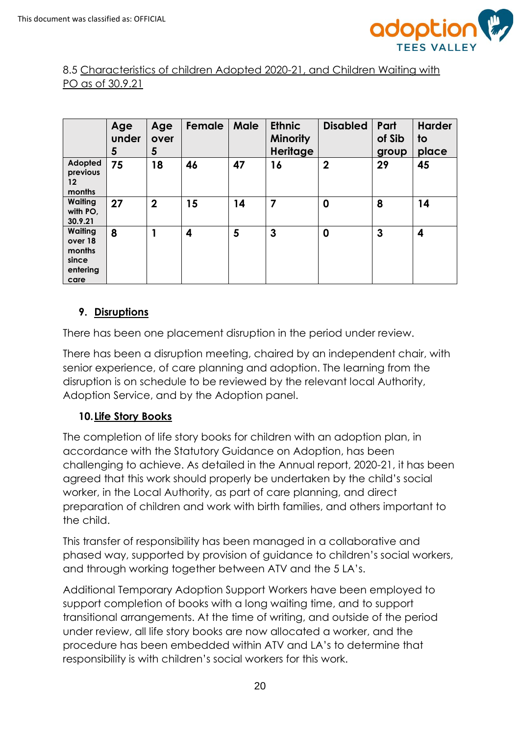8.5 Characteristics of children Adopted 2020-21, and Children Waiting with PO as of 30.9.21

| | Age under 5 | Age over 5 | Female | Male | Ethnic Minority Heritage | Disabled | Part of Sib group | Harder to place |
|---|---|---|---|---|---|---|---|---|
| Adopted previous 12 months | 75 | 18 | 46 | 47 | 16 | 2 | 29 | 45 |
| Waiting with PO, 30.9.21 | 27 | 2 | 15 | 14 | 7 | 0 | 8 | 14 |
| Waiting over 18 months since entering care | 8 | 1 | 4 | 5 | 3 | 0 | 3 | 4 |

## 9. Disruptions

There has been one placement disruption in the period under review.

There has been a disruption meeting, chaired by an independent chair, with senior experience, of care planning and adoption. The learning from the disruption is on schedule to be reviewed by the relevant local Authority, Adoption Service, and by the Adoption panel.

## 10. Life Story Books

The completion of life story books for children with an adoption plan, in accordance with the Statutory Guidance on Adoption, has been challenging to achieve. As detailed in the Annual report, 2020-21, it has been agreed that this work should properly be undertaken by the child's social worker, in the Local Authority, as part of care planning, and direct preparation of children and work with birth families, and others important to the child.

This transfer of responsibility has been managed in a collaborative and phased way, supported by provision of guidance to children's social workers, and through working together between ATV and the 5 LA's.

Additional Temporary Adoption Support Workers have been employed to support completion of books with a long waiting time, and to support transitional arrangements. At the time of writing, and outside of the period under review, all life story books are now allocated a worker, and the procedure has been embedded within ATV and LA's to determine that responsibility is with children's social workers for this work.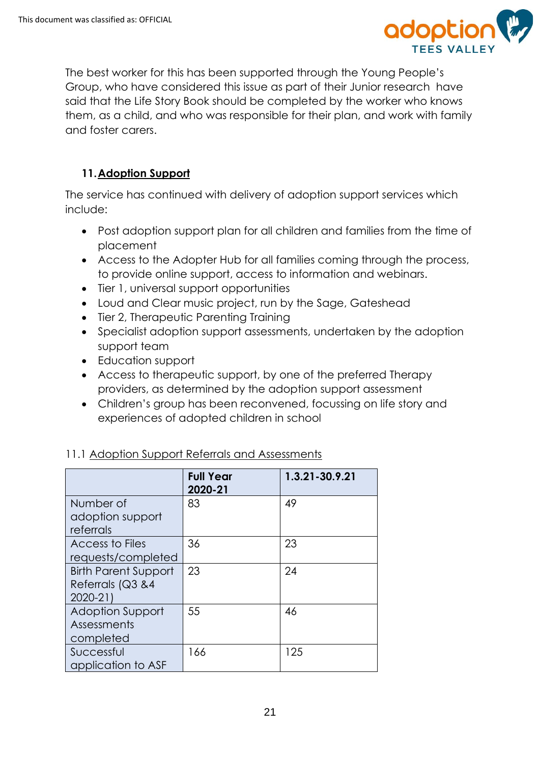The best worker for this has been supported through the Young People's Group, who have considered this issue as part of their Junior research have said that the Life Story Book should be completed by the worker who knows them, as a child, and who was responsible for their plan, and work with family and foster carers.

## 11. Adoption Support

The service has continued with delivery of adoption support services which include:

- Post adoption support plan for all children and families from the time of placement
- Access to the Adopter Hub for all families coming through the process, to provide online support, access to information and webinars.
- Tier 1, universal support opportunities
- Loud and Clear music project, run by the Sage, Gateshead
- Tier 2, Therapeutic Parenting Training
- Specialist adoption support assessments, undertaken by the adoption support team
- Education support
- Access to therapeutic support, by one of the preferred Therapy providers, as determined by the adoption support assessment
- Children's group has been reconvened, focussing on life story and experiences of adopted children in school

### 11.1 Adoption Support Referrals and Assessments

| | **Full Year 2020-21** | **1.3.21-30.9.21** |
|---|---|---|
| Number of adoption support referrals | 83 | 49 |
| Access to Files requests/completed | 36 | 23 |
| Birth Parent Support Referrals (Q3 &4 2020-21) | 23 | 24 |
| Adoption Support Assessments completed | 55 | 46 |
| Successful application to ASF | 166 | 125 |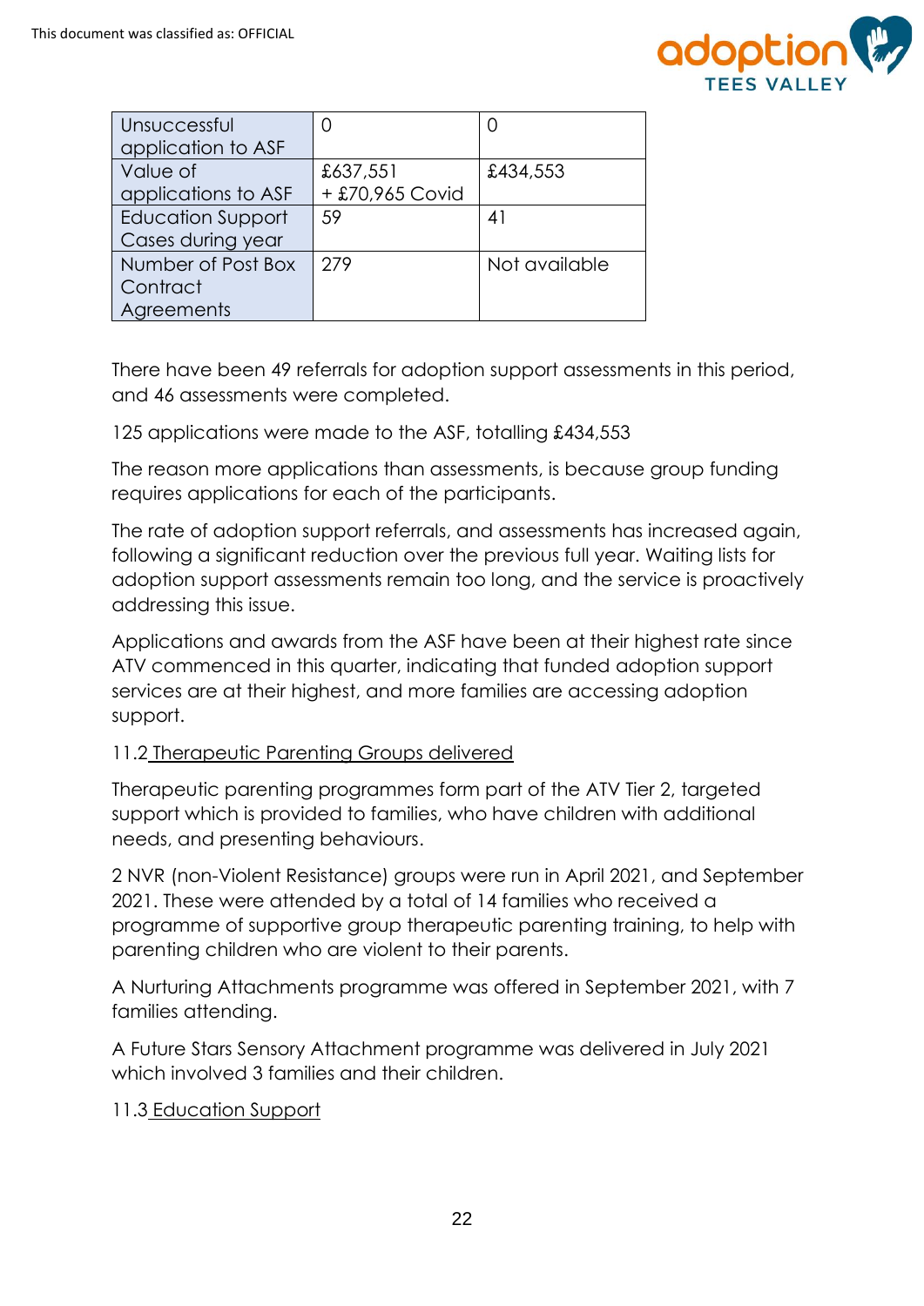| Unsuccessful application to ASF | 0 | 0 |
|---|---|---|
| Value of applications to ASF | £637,551 + £70,965 Covid | £434,553 |
| Education Support Cases during year | 59 | 41 |
| Number of Post Box Contract Agreements | 279 | Not available |

There have been 49 referrals for adoption support assessments in this period, and 46 assessments were completed.

125 applications were made to the ASF, totalling £434,553

The reason more applications than assessments, is because group funding requires applications for each of the participants.

The rate of adoption support referrals, and assessments has increased again, following a significant reduction over the previous full year. Waiting lists for adoption support assessments remain too long, and the service is proactively addressing this issue.

Applications and awards from the ASF have been at their highest rate since ATV commenced in this quarter, indicating that funded adoption support services are at their highest, and more families are accessing adoption support.

11.2 Therapeutic Parenting Groups delivered

Therapeutic parenting programmes form part of the ATV Tier 2, targeted support which is provided to families, who have children with additional needs, and presenting behaviours.

2 NVR (non-Violent Resistance) groups were run in April 2021, and September 2021. These were attended by a total of 14 families who received a programme of supportive group therapeutic parenting training, to help with parenting children who are violent to their parents.

A Nurturing Attachments programme was offered in September 2021, with 7 families attending.

A Future Stars Sensory Attachment programme was delivered in July 2021 which involved 3 families and their children.

11.3 Education Support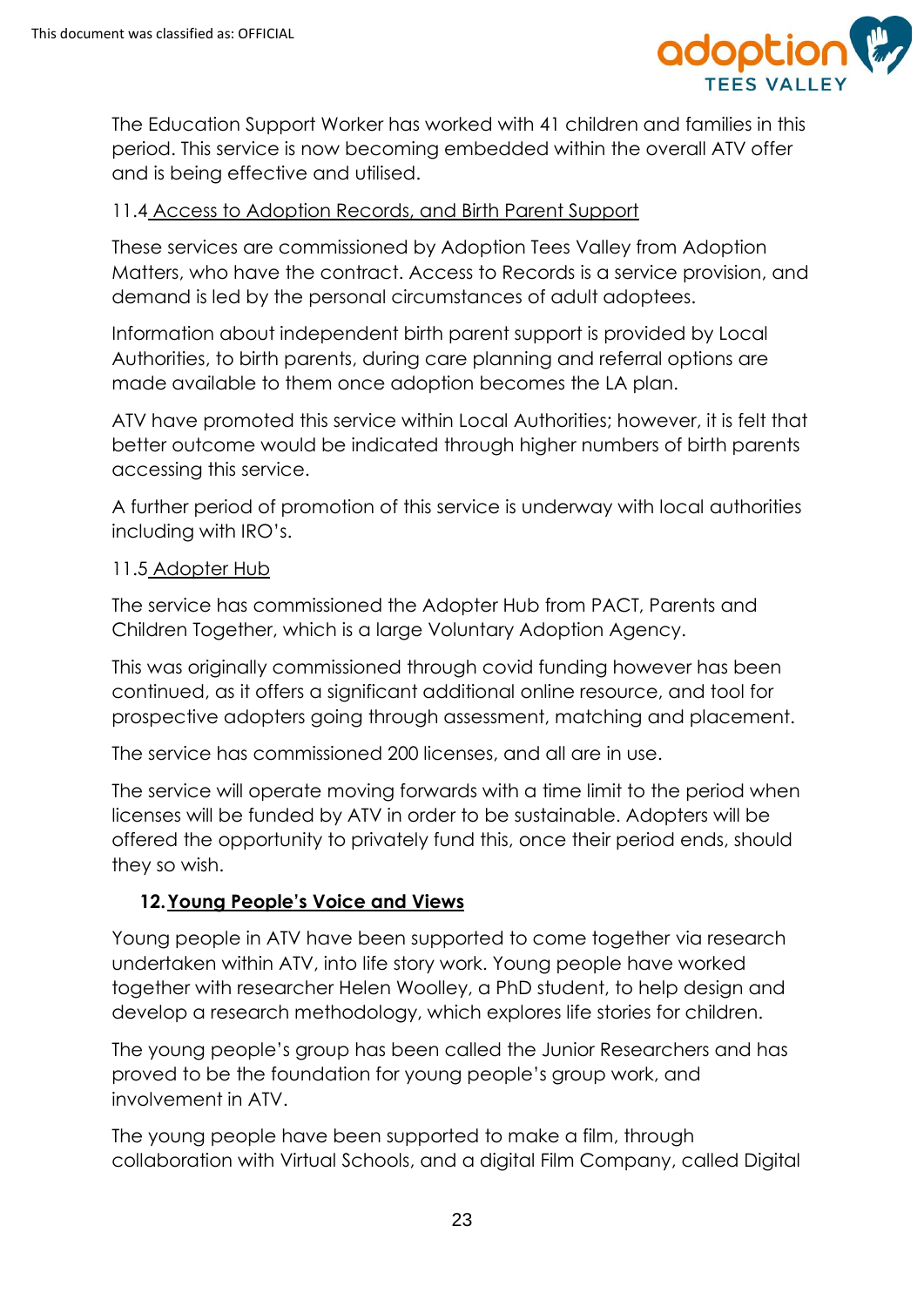The Education Support Worker has worked with 41 children and families in this period. This service is now becoming embedded within the overall ATV offer and is being effective and utilised.

11.4 Access to Adoption Records, and Birth Parent Support

These services are commissioned by Adoption Tees Valley from Adoption Matters, who have the contract. Access to Records is a service provision, and demand is led by the personal circumstances of adult adoptees.

Information about independent birth parent support is provided by Local Authorities, to birth parents, during care planning and referral options are made available to them once adoption becomes the LA plan.

ATV have promoted this service within Local Authorities; however, it is felt that better outcome would be indicated through higher numbers of birth parents accessing this service.

A further period of promotion of this service is underway with local authorities including with IRO's.

11.5 Adopter Hub

The service has commissioned the Adopter Hub from PACT, Parents and Children Together, which is a large Voluntary Adoption Agency.

This was originally commissioned through covid funding however has been continued, as it offers a significant additional online resource, and tool for prospective adopters going through assessment, matching and placement.

The service has commissioned 200 licenses, and all are in use.

The service will operate moving forwards with a time limit to the period when licenses will be funded by ATV in order to be sustainable. Adopters will be offered the opportunity to privately fund this, once their period ends, should they so wish.

## 12. Young People's Voice and Views

Young people in ATV have been supported to come together via research undertaken within ATV, into life story work. Young people have worked together with researcher Helen Woolley, a PhD student, to help design and develop a research methodology, which explores life stories for children.

The young people's group has been called the Junior Researchers and has proved to be the foundation for young people's group work, and involvement in ATV.

The young people have been supported to make a film, through collaboration with Virtual Schools, and a digital Film Company, called Digital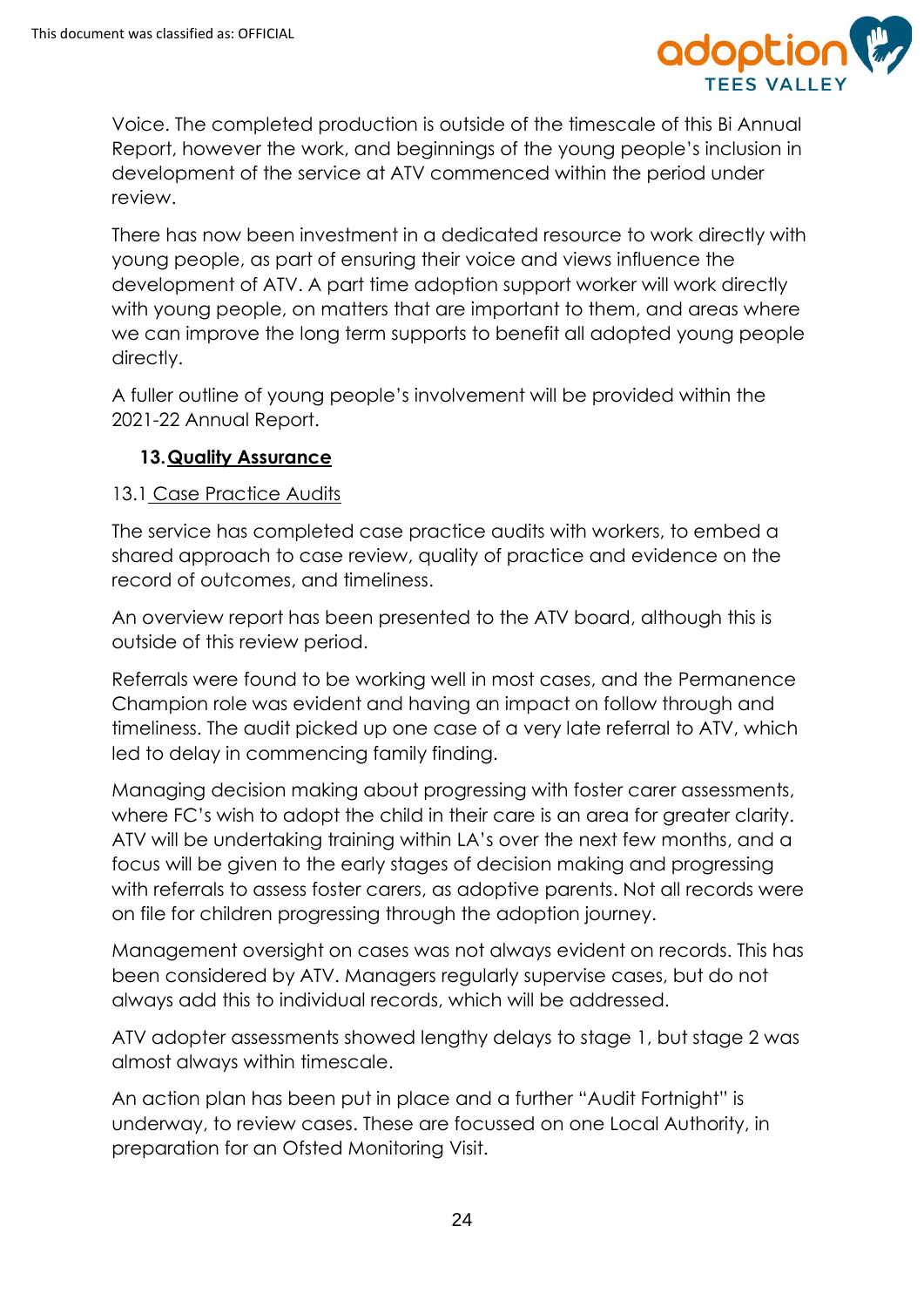Voice. The completed production is outside of the timescale of this Bi Annual Report, however the work, and beginnings of the young people's inclusion in development of the service at ATV commenced within the period under review.

There has now been investment in a dedicated resource to work directly with young people, as part of ensuring their voice and views influence the development of ATV. A part time adoption support worker will work directly with young people, on matters that are important to them, and areas where we can improve the long term supports to benefit all adopted young people directly.

A fuller outline of young people's involvement will be provided within the 2021-22 Annual Report.

## 13. Quality Assurance

### 13.1 Case Practice Audits

The service has completed case practice audits with workers, to embed a shared approach to case review, quality of practice and evidence on the record of outcomes, and timeliness.

An overview report has been presented to the ATV board, although this is outside of this review period.

Referrals were found to be working well in most cases, and the Permanence Champion role was evident and having an impact on follow through and timeliness. The audit picked up one case of a very late referral to ATV, which led to delay in commencing family finding.

Managing decision making about progressing with foster carer assessments, where FC's wish to adopt the child in their care is an area for greater clarity. ATV will be undertaking training within LA's over the next few months, and a focus will be given to the early stages of decision making and progressing with referrals to assess foster carers, as adoptive parents. Not all records were on file for children progressing through the adoption journey.

Management oversight on cases was not always evident on records. This has been considered by ATV. Managers regularly supervise cases, but do not always add this to individual records, which will be addressed.

ATV adopter assessments showed lengthy delays to stage 1, but stage 2 was almost always within timescale.

An action plan has been put in place and a further "Audit Fortnight" is underway, to review cases. These are focussed on one Local Authority, in preparation for an Ofsted Monitoring Visit.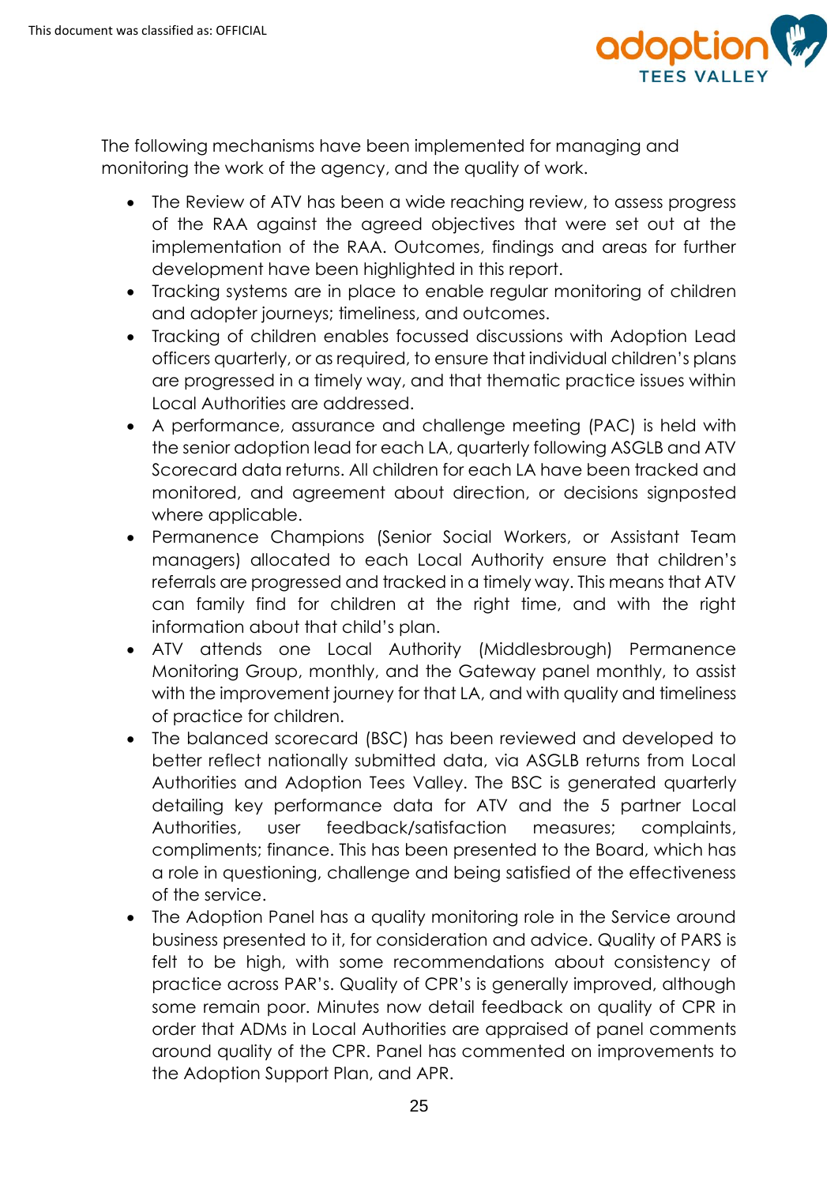The following mechanisms have been implemented for managing and monitoring the work of the agency, and the quality of work.

- The Review of ATV has been a wide reaching review, to assess progress of the RAA against the agreed objectives that were set out at the implementation of the RAA. Outcomes, findings and areas for further development have been highlighted in this report.
- Tracking systems are in place to enable regular monitoring of children and adopter journeys; timeliness, and outcomes.
- Tracking of children enables focussed discussions with Adoption Lead officers quarterly, or as required, to ensure that individual children's plans are progressed in a timely way, and that thematic practice issues within Local Authorities are addressed.
- A performance, assurance and challenge meeting (PAC) is held with the senior adoption lead for each LA, quarterly following ASGLB and ATV Scorecard data returns. All children for each LA have been tracked and monitored, and agreement about direction, or decisions signposted where applicable.
- Permanence Champions (Senior Social Workers, or Assistant Team managers) allocated to each Local Authority ensure that children's referrals are progressed and tracked in a timely way. This means that ATV can family find for children at the right time, and with the right information about that child's plan.
- ATV attends one Local Authority (Middlesbrough) Permanence Monitoring Group, monthly, and the Gateway panel monthly, to assist with the improvement journey for that LA, and with quality and timeliness of practice for children.
- The balanced scorecard (BSC) has been reviewed and developed to better reflect nationally submitted data, via ASGLB returns from Local Authorities and Adoption Tees Valley. The BSC is generated quarterly detailing key performance data for ATV and the 5 partner Local Authorities, user feedback/satisfaction measures; complaints, compliments; finance. This has been presented to the Board, which has a role in questioning, challenge and being satisfied of the effectiveness of the service.
- The Adoption Panel has a quality monitoring role in the Service around business presented to it, for consideration and advice. Quality of PARS is felt to be high, with some recommendations about consistency of practice across PAR's. Quality of CPR's is generally improved, although some remain poor. Minutes now detail feedback on quality of CPR in order that ADMs in Local Authorities are appraised of panel comments around quality of the CPR. Panel has commented on improvements to the Adoption Support Plan, and APR.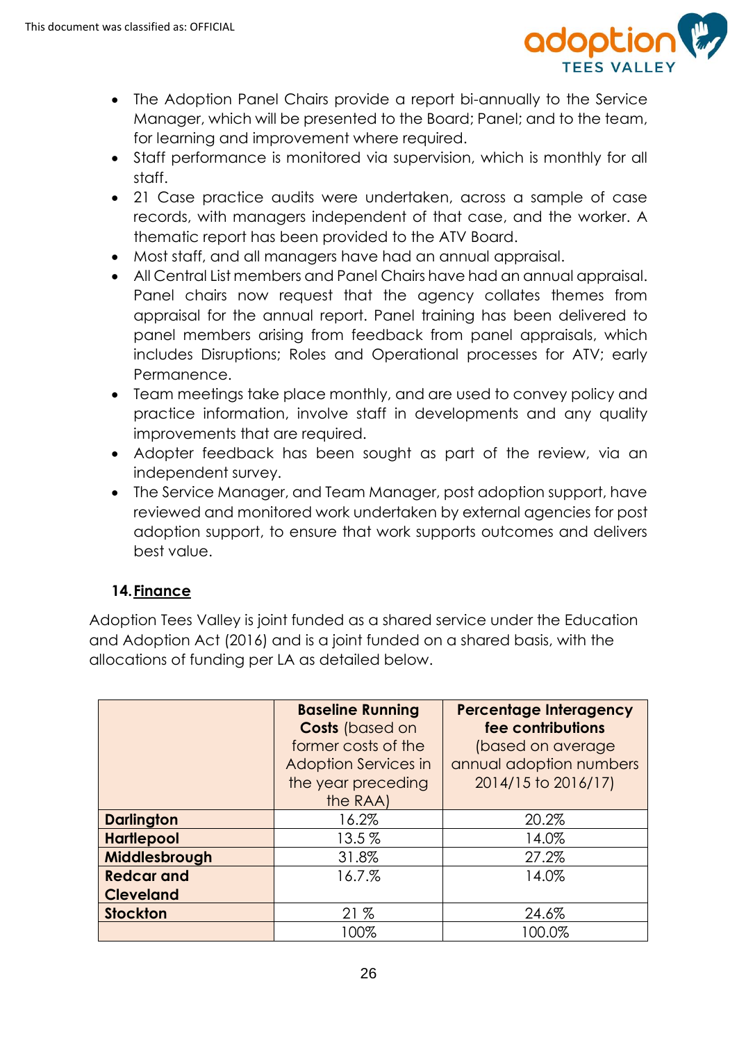- The Adoption Panel Chairs provide a report bi-annually to the Service Manager, which will be presented to the Board; Panel; and to the team, for learning and improvement where required.
- Staff performance is monitored via supervision, which is monthly for all staff.
- 21 Case practice audits were undertaken, across a sample of case records, with managers independent of that case, and the worker. A thematic report has been provided to the ATV Board.
- Most staff, and all managers have had an annual appraisal.
- All Central List members and Panel Chairs have had an annual appraisal. Panel chairs now request that the agency collates themes from appraisal for the annual report. Panel training has been delivered to panel members arising from feedback from panel appraisals, which includes Disruptions; Roles and Operational processes for ATV; early Permanence.
- Team meetings take place monthly, and are used to convey policy and practice information, involve staff in developments and any quality improvements that are required.
- Adopter feedback has been sought as part of the review, via an independent survey.
- The Service Manager, and Team Manager, post adoption support, have reviewed and monitored work undertaken by external agencies for post adoption support, to ensure that work supports outcomes and delivers best value.

## 14. Finance

Adoption Tees Valley is joint funded as a shared service under the Education and Adoption Act (2016) and is a joint funded on a shared basis, with the allocations of funding per LA as detailed below.

| | **Baseline Running Costs** (based on former costs of the Adoption Services in the year preceding the RAA) | **Percentage Interagency fee contributions** (based on average annual adoption numbers 2014/15 to 2016/17) |
|---|---|---|
| **Darlington** | 16.2% | 20.2% |
| **Hartlepool** | 13.5 % | 14.0% |
| **Middlesbrough** | 31.8% | 27.2% |
| **Redcar and Cleveland** | 16.7.% | 14.0% |
| **Stockton** | 21 % | 24.6% |
| | 100% | 100.0% |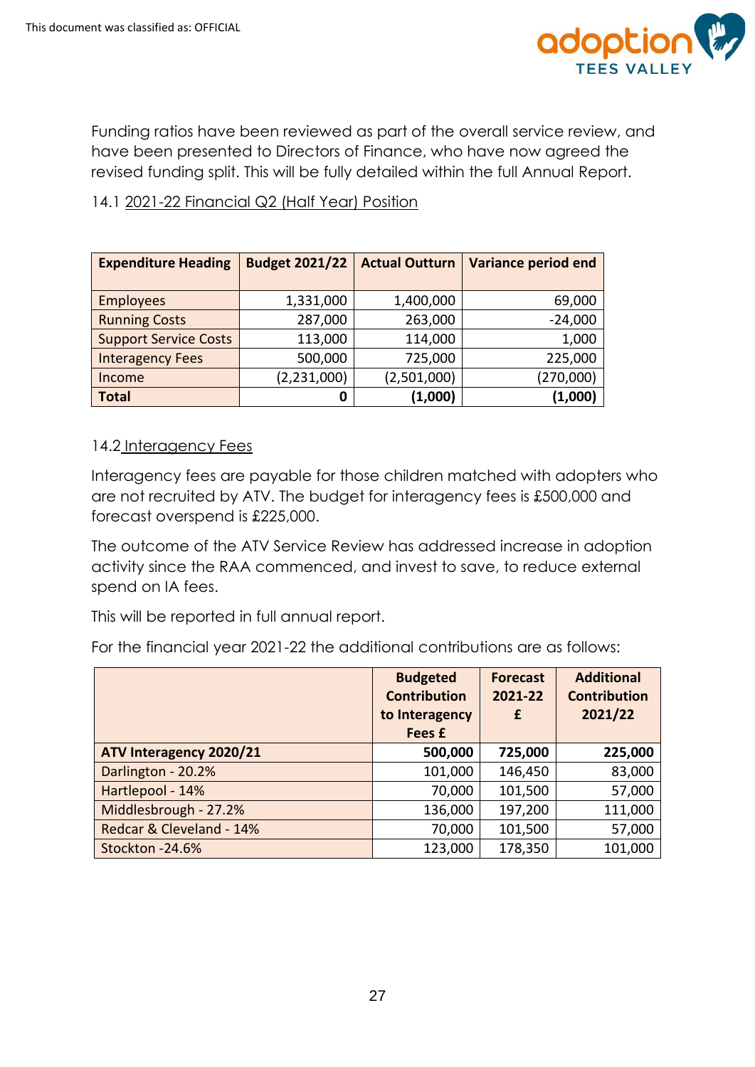Funding ratios have been reviewed as part of the overall service review, and have been presented to Directors of Finance, who have now agreed the revised funding split. This will be fully detailed within the full Annual Report.

14.1 2021-22 Financial Q2 (Half Year) Position

| Expenditure Heading | Budget 2021/22 | Actual Outturn | Variance period end |
|---|---|---|---|
| Employees | 1,331,000 | 1,400,000 | 69,000 |
| Running Costs | 287,000 | 263,000 | -24,000 |
| Support Service Costs | 113,000 | 114,000 | 1,000 |
| Interagency Fees | 500,000 | 725,000 | 225,000 |
| Income | (2,231,000) | (2,501,000) | (270,000) |
| **Total** | **0** | **(1,000)** | **(1,000)** |

14.2 Interagency Fees

Interagency fees are payable for those children matched with adopters who are not recruited by ATV. The budget for interagency fees is £500,000 and forecast overspend is £225,000.

The outcome of the ATV Service Review has addressed increase in adoption activity since the RAA commenced, and invest to save, to reduce external spend on IA fees.

This will be reported in full annual report.

For the financial year 2021-22 the additional contributions are as follows:

| | Budgeted Contribution to Interagency Fees £ | Forecast 2021-22 £ | Additional Contribution 2021/22 |
|---|---|---|---|
| **ATV Interagency 2020/21** | **500,000** | **725,000** | **225,000** |
| Darlington - 20.2% | 101,000 | 146,450 | 83,000 |
| Hartlepool - 14% | 70,000 | 101,500 | 57,000 |
| Middlesbrough - 27.2% | 136,000 | 197,200 | 111,000 |
| Redcar & Cleveland - 14% | 70,000 | 101,500 | 57,000 |
| Stockton -24.6% | 123,000 | 178,350 | 101,000 |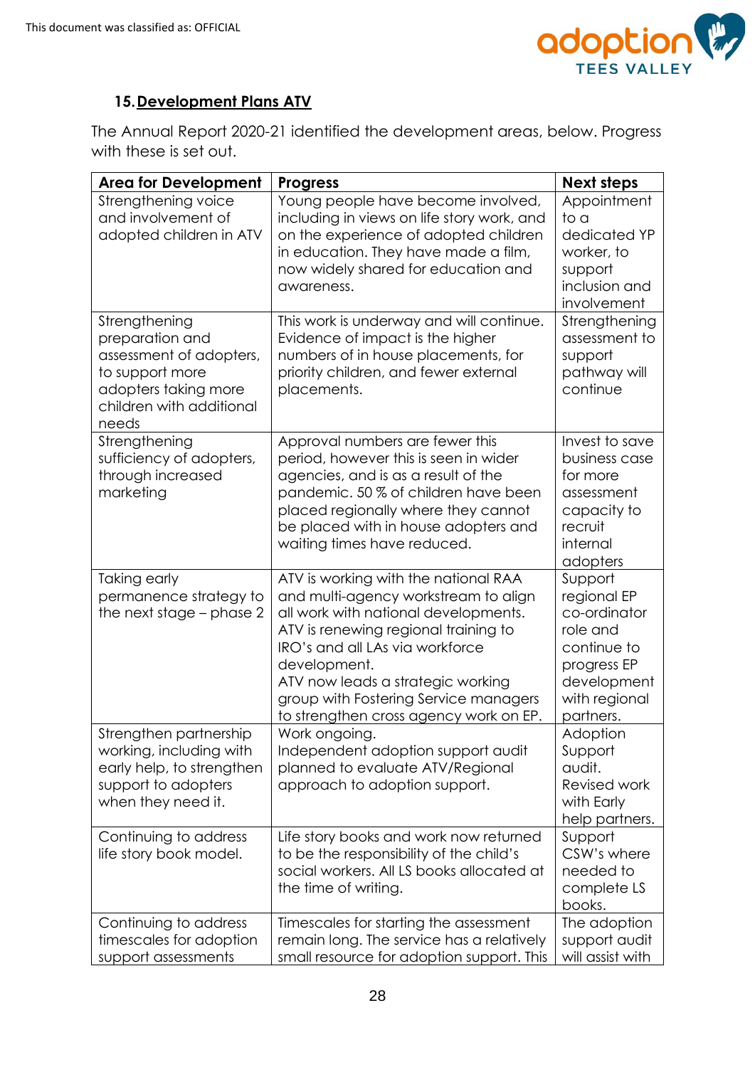## 15. Development Plans ATV

The Annual Report 2020-21 identified the development areas, below. Progress with these is set out.

| Area for Development | Progress | Next steps |
|---|---|---|
| Strengthening voice and involvement of adopted children in ATV | Young people have become involved, including in views on life story work, and on the experience of adopted children in education. They have made a film, now widely shared for education and awareness. | Appointment to a dedicated YP worker, to support inclusion and involvement |
| Strengthening preparation and assessment of adopters, to support more adopters taking more children with additional needs | This work is underway and will continue. Evidence of impact is the higher numbers of in house placements, for priority children, and fewer external placements. | Strengthening assessment to support pathway will continue |
| Strengthening sufficiency of adopters, through increased marketing | Approval numbers are fewer this period, however this is seen in wider agencies, and is as a result of the pandemic. 50 % of children have been placed regionally where they cannot be placed with in house adopters and waiting times have reduced. | Invest to save business case for more assessment capacity to recruit internal adopters |
| Taking early permanence strategy to the next stage – phase 2 | ATV is working with the national RAA and multi-agency workstream to align all work with national developments.<br>ATV is renewing regional training to IRO's and all LAs via workforce development.<br>ATV now leads a strategic working group with Fostering Service managers to strengthen cross agency work on EP. | Support regional EP co-ordinator role and continue to progress EP development with regional partners. |
| Strengthen partnership working, including with early help, to strengthen support to adopters when they need it. | Work ongoing.<br>Independent adoption support audit planned to evaluate ATV/Regional approach to adoption support. | Adoption Support audit.<br>Revised work with Early help partners. |
| Continuing to address life story book model. | Life story books and work now returned to be the responsibility of the child's social workers. All LS books allocated at the time of writing. | Support CSW's where needed to complete LS books. |
| Continuing to address timescales for adoption support assessments | Timescales for starting the assessment remain long. The service has a relatively small resource for adoption support. This | The adoption support audit will assist with |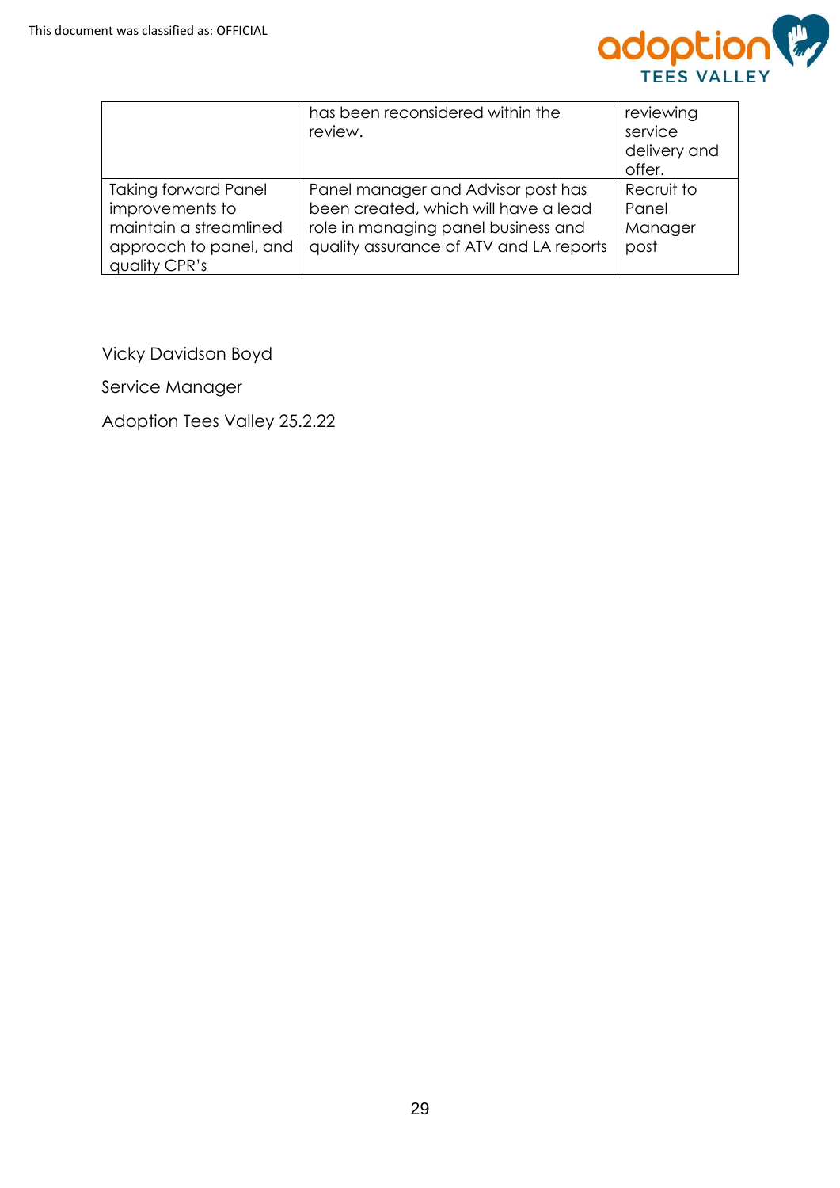| | | |
|---|---|---|
| | has been reconsidered within the review. | reviewing service delivery and offer. |
| Taking forward Panel improvements to maintain a streamlined approach to panel, and quality CPR's | Panel manager and Advisor post has been created, which will have a lead role in managing panel business and quality assurance of ATV and LA reports | Recruit to Panel Manager post |

Vicky Davidson Boyd

Service Manager

Adoption Tees Valley 25.2.22